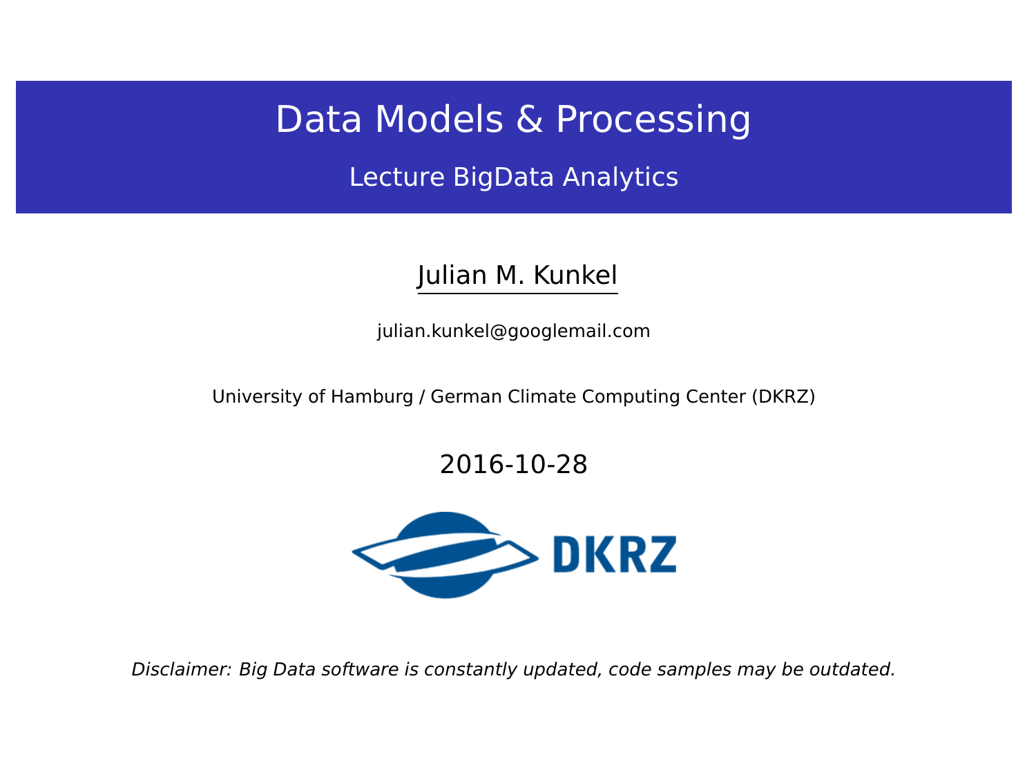# Data Models & Processing

## Lecture BigData Analytics

Julian M. Kunkel

julian.kunkel@googlemail.com

University of Hamburg / German Climate Computing Center (DKRZ)

2016-10-28

DKRZ

*Disclaimer: Big Data software is constantly updated, code samples may be outdated.*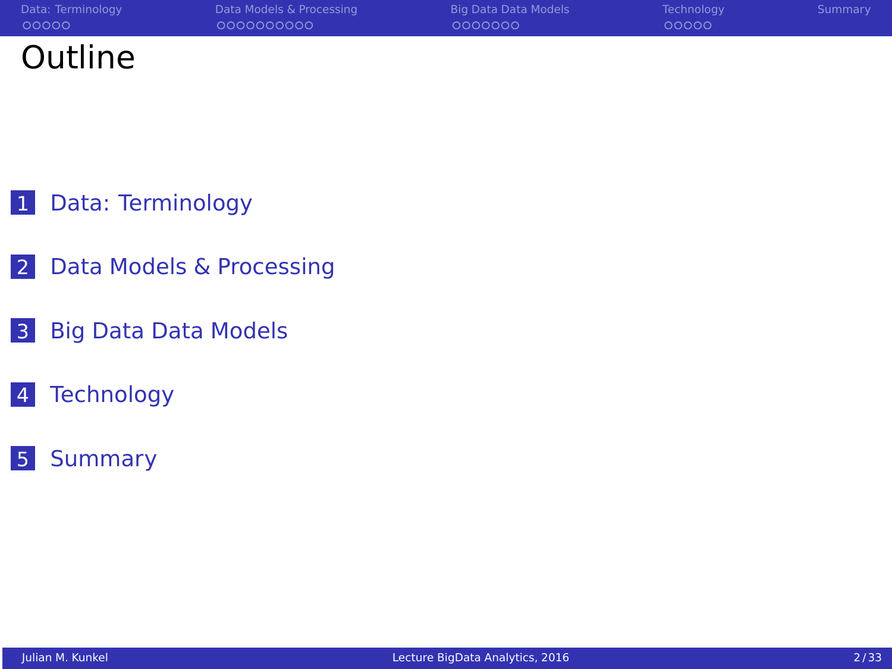# Outline

1. Data: Terminology
2. Data Models & Processing
3. Big Data Data Models
4. Technology
5. Summary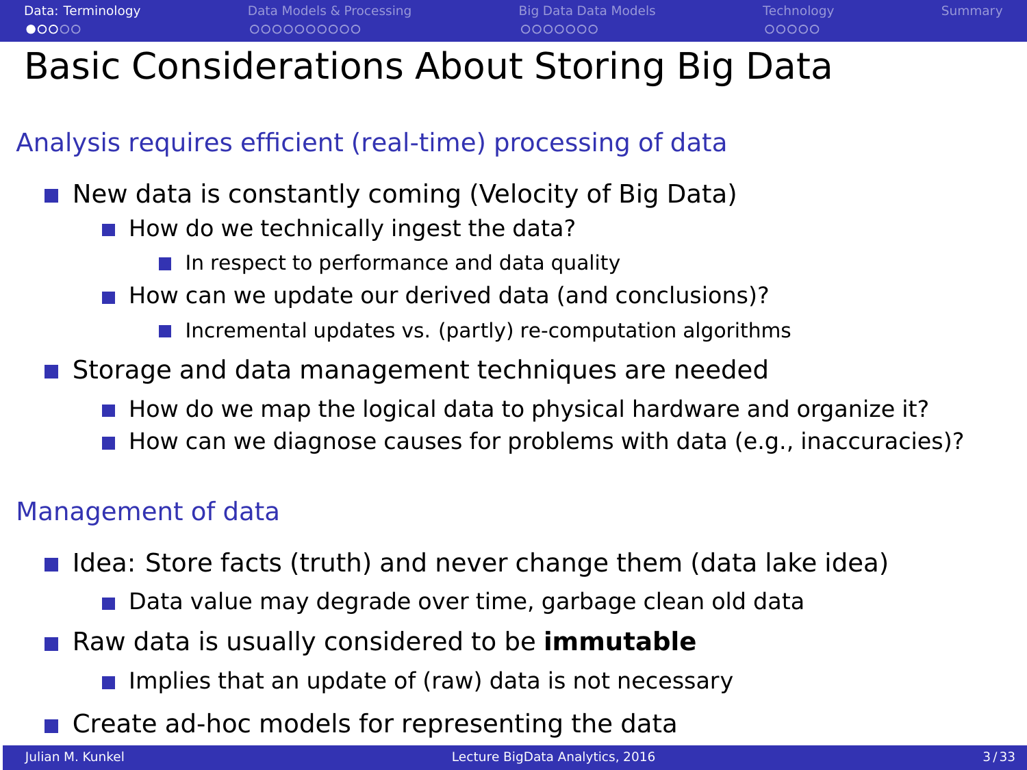# Basic Considerations About Storing Big Data

## Analysis requires efficient (real-time) processing of data

- New data is constantly coming (Velocity of Big Data)
  - How do we technically ingest the data?
    - In respect to performance and data quality
  - How can we update our derived data (and conclusions)?
    - Incremental updates vs. (partly) re-computation algorithms
- Storage and data management techniques are needed
  - How do we map the logical data to physical hardware and organize it?
  - How can we diagnose causes for problems with data (e.g., inaccuracies)?

## Management of data

- Idea: Store facts (truth) and never change them (data lake idea)
  - Data value may degrade over time, garbage clean old data
- Raw data is usually considered to be **immutable**
  - Implies that an update of (raw) data is not necessary
- Create ad-hoc models for representing the data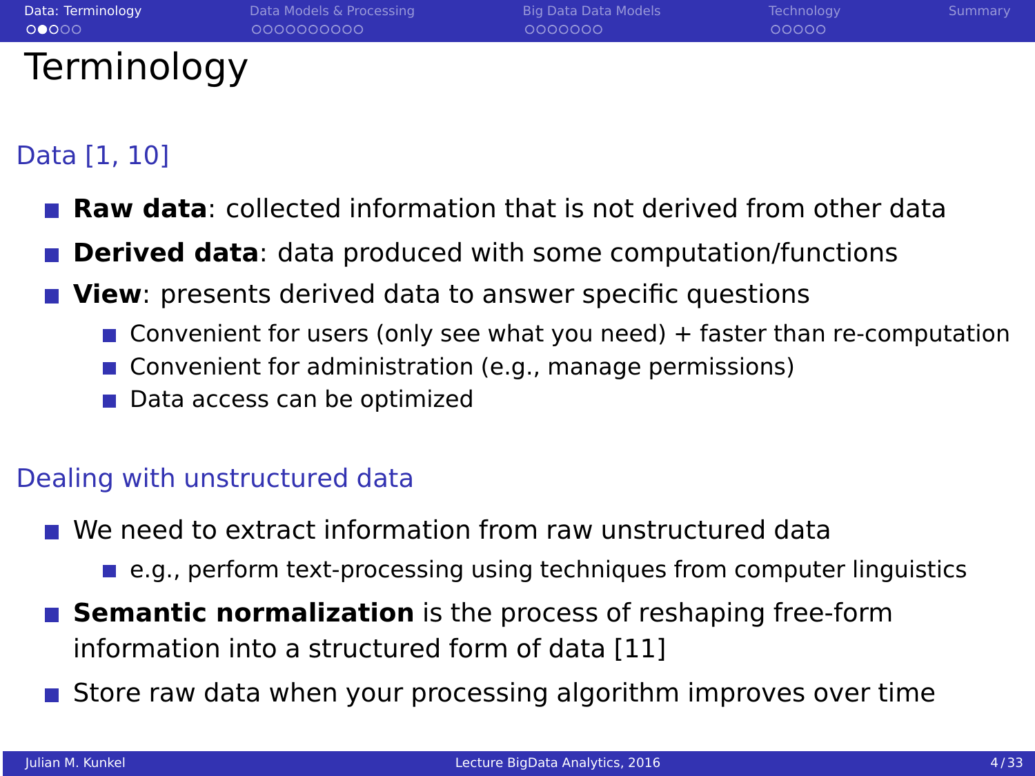# Terminology

## Data [1, 10]

- **Raw data**: collected information that is not derived from other data
- **Derived data**: data produced with some computation/functions
- **View**: presents derived data to answer specific questions
  - Convenient for users (only see what you need) + faster than re-computation
  - Convenient for administration (e.g., manage permissions)
  - Data access can be optimized

## Dealing with unstructured data

- We need to extract information from raw unstructured data
  - e.g., perform text-processing using techniques from computer linguistics
- **Semantic normalization** is the process of reshaping free-form information into a structured form of data [11]
- Store raw data when your processing algorithm improves over time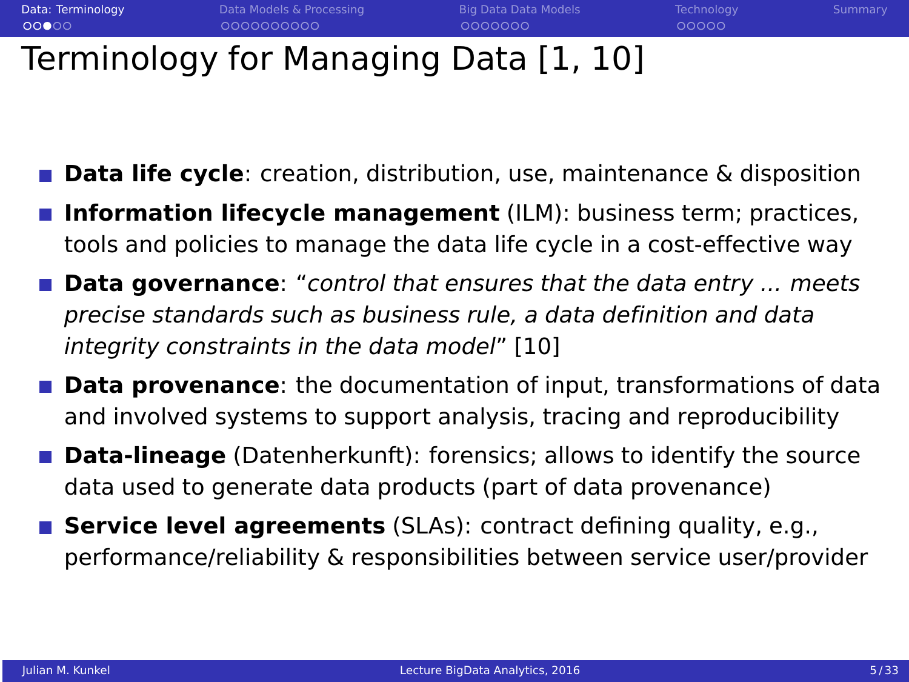# Terminology for Managing Data [1, 10]

- **Data life cycle**: creation, distribution, use, maintenance & disposition
- **Information lifecycle management** (ILM): business term; practices, tools and policies to manage the data life cycle in a cost-effective way
- **Data governance**: "*control that ensures that the data entry ... meets precise standards such as business rule, a data definition and data integrity constraints in the data model*" [10]
- **Data provenance**: the documentation of input, transformations of data and involved systems to support analysis, tracing and reproducibility
- **Data-lineage** (Datenherkunft): forensics; allows to identify the source data used to generate data products (part of data provenance)
- **Service level agreements** (SLAs): contract defining quality, e.g., performance/reliability & responsibilities between service user/provider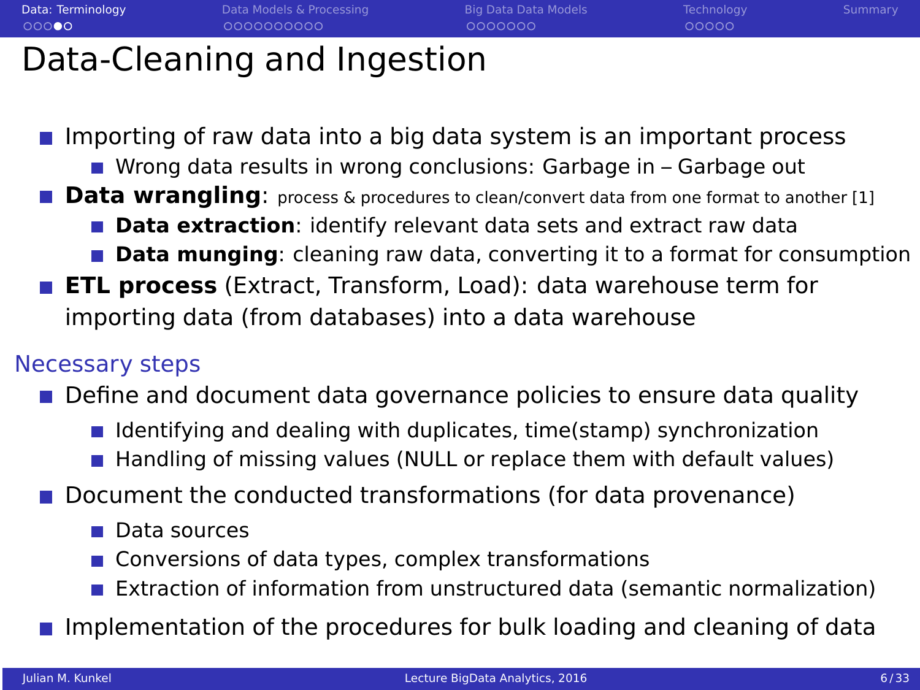# Data-Cleaning and Ingestion

- Importing of raw data into a big data system is an important process
  - Wrong data results in wrong conclusions: Garbage in – Garbage out
- **Data wrangling**: process & procedures to clean/convert data from one format to another [1]
  - **Data extraction**: identify relevant data sets and extract raw data
  - **Data munging**: cleaning raw data, converting it to a format for consumption
- **ETL process** (Extract, Transform, Load): data warehouse term for importing data (from databases) into a data warehouse

## Necessary steps

- Define and document data governance policies to ensure data quality
  - Identifying and dealing with duplicates, time(stamp) synchronization
  - Handling of missing values (NULL or replace them with default values)
- Document the conducted transformations (for data provenance)
  - Data sources
  - Conversions of data types, complex transformations
  - Extraction of information from unstructured data (semantic normalization)
- Implementation of the procedures for bulk loading and cleaning of data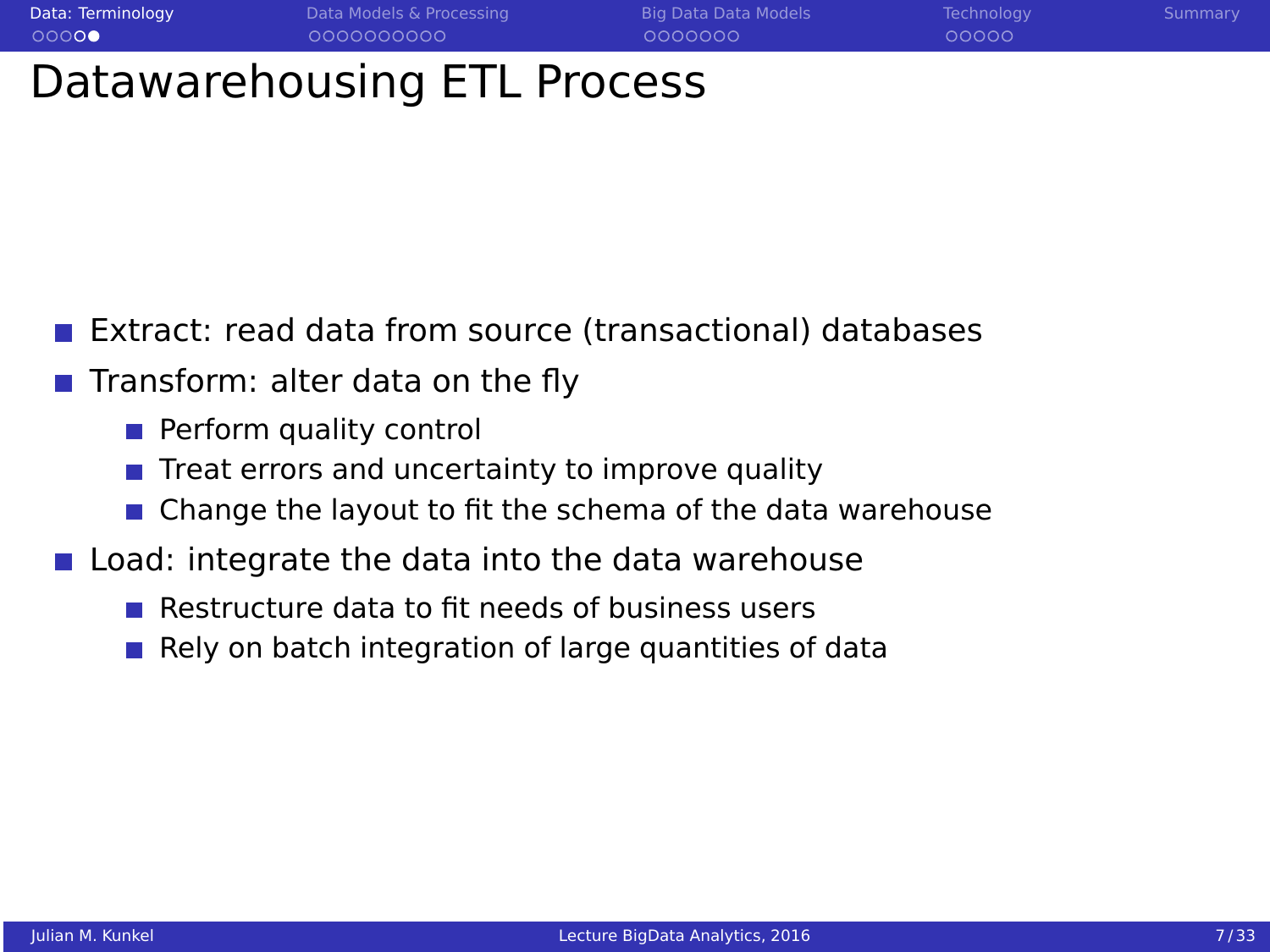# Datawarehousing ETL Process

- Extract: read data from source (transactional) databases
- Transform: alter data on the fly
  - Perform quality control
  - Treat errors and uncertainty to improve quality
  - Change the layout to fit the schema of the data warehouse
- Load: integrate the data into the data warehouse
  - Restructure data to fit needs of business users
  - Rely on batch integration of large quantities of data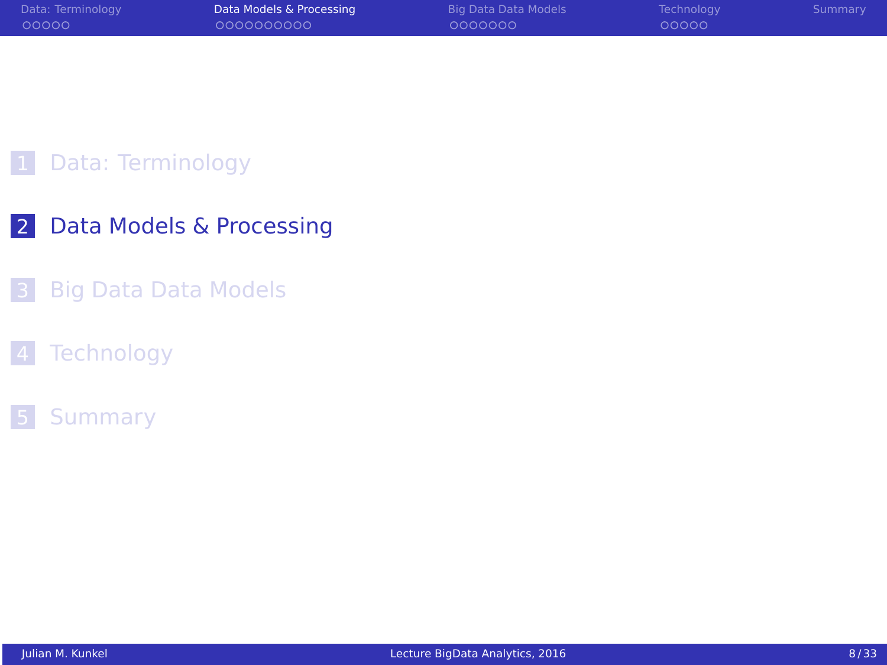1. Data: Terminology
2. **Data Models & Processing**
3. Big Data Data Models
4. Technology
5. Summary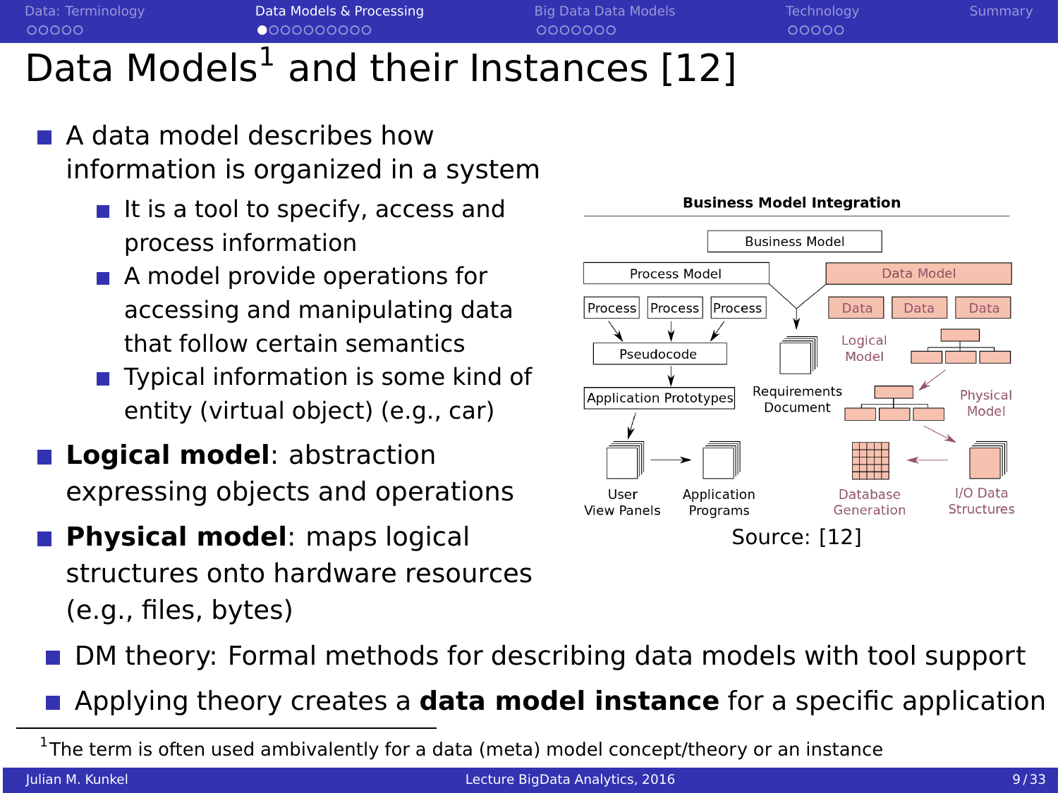# Data Models[1] and their Instances [12]

- A data model describes how information is organized in a system
  - It is a tool to specify, access and process information
  - A model provide operations for accessing and manipulating data that follow certain semantics
  - Typical information is some kind of entity (virtual object) (e.g., car)
- **Logical model**: abstraction expressing objects and operations
- **Physical model**: maps logical structures onto hardware resources (e.g., files, bytes)

**Business Model Integration**

Business Model

Process Model — Process, Process, Process → Pseudocode → Application Prototypes → User View Panels → Application Programs

Requirements Document

Data Model — Data, Data, Data; Logical Model; Physical Model; I/O Data Structures; Database Generation

Source: [12]

- DM theory: Formal methods for describing data models with tool support
- Applying theory creates a **data model instance** for a specific application

[1] The term is often used ambivalently for a data (meta) model concept/theory or an instance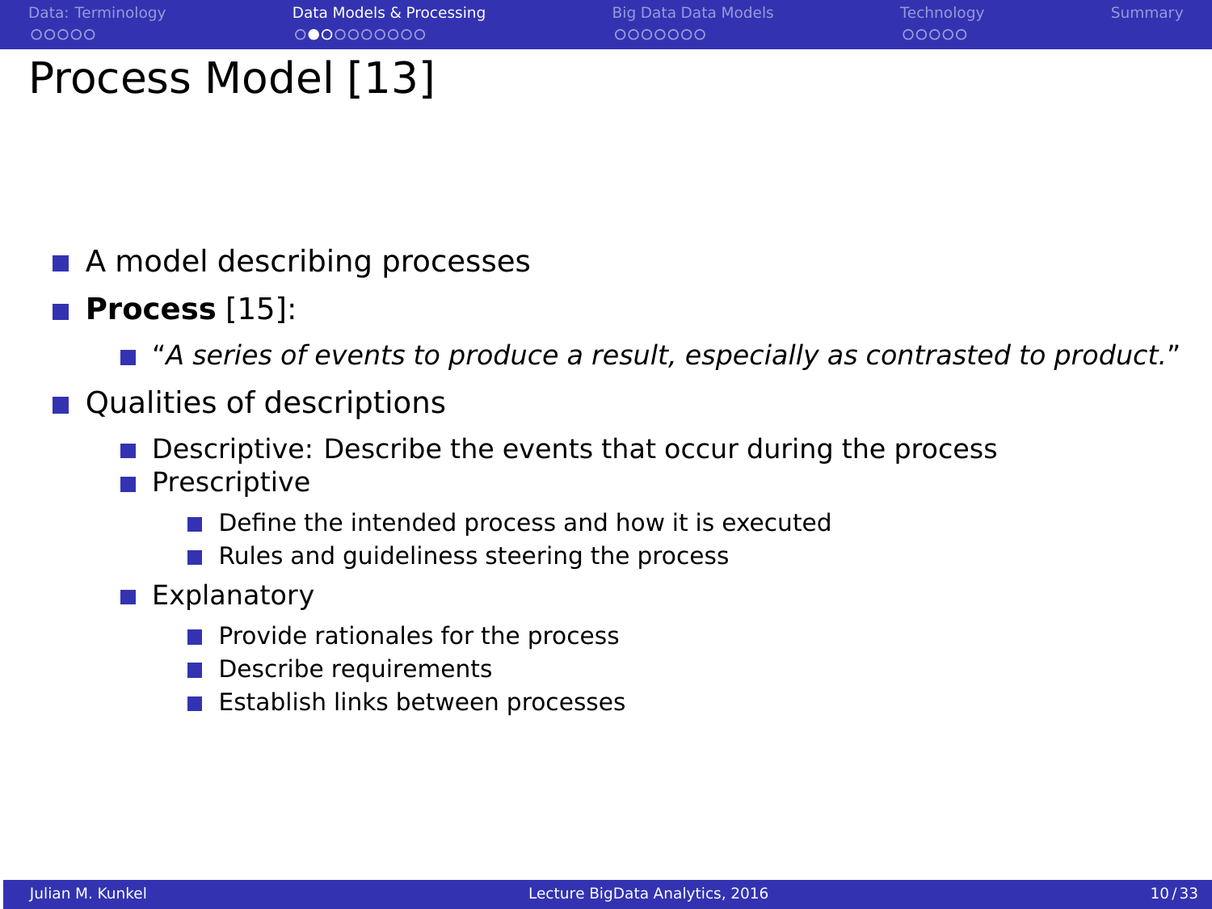# Process Model [13]

- A model describing processes
- **Process** [15]:
  - *"A series of events to produce a result, especially as contrasted to product."*
- Qualities of descriptions
  - Descriptive: Describe the events that occur during the process
  - Prescriptive
    - Define the intended process and how it is executed
    - Rules and guideliness steering the process
  - Explanatory
    - Provide rationales for the process
    - Describe requirements
    - Establish links between processes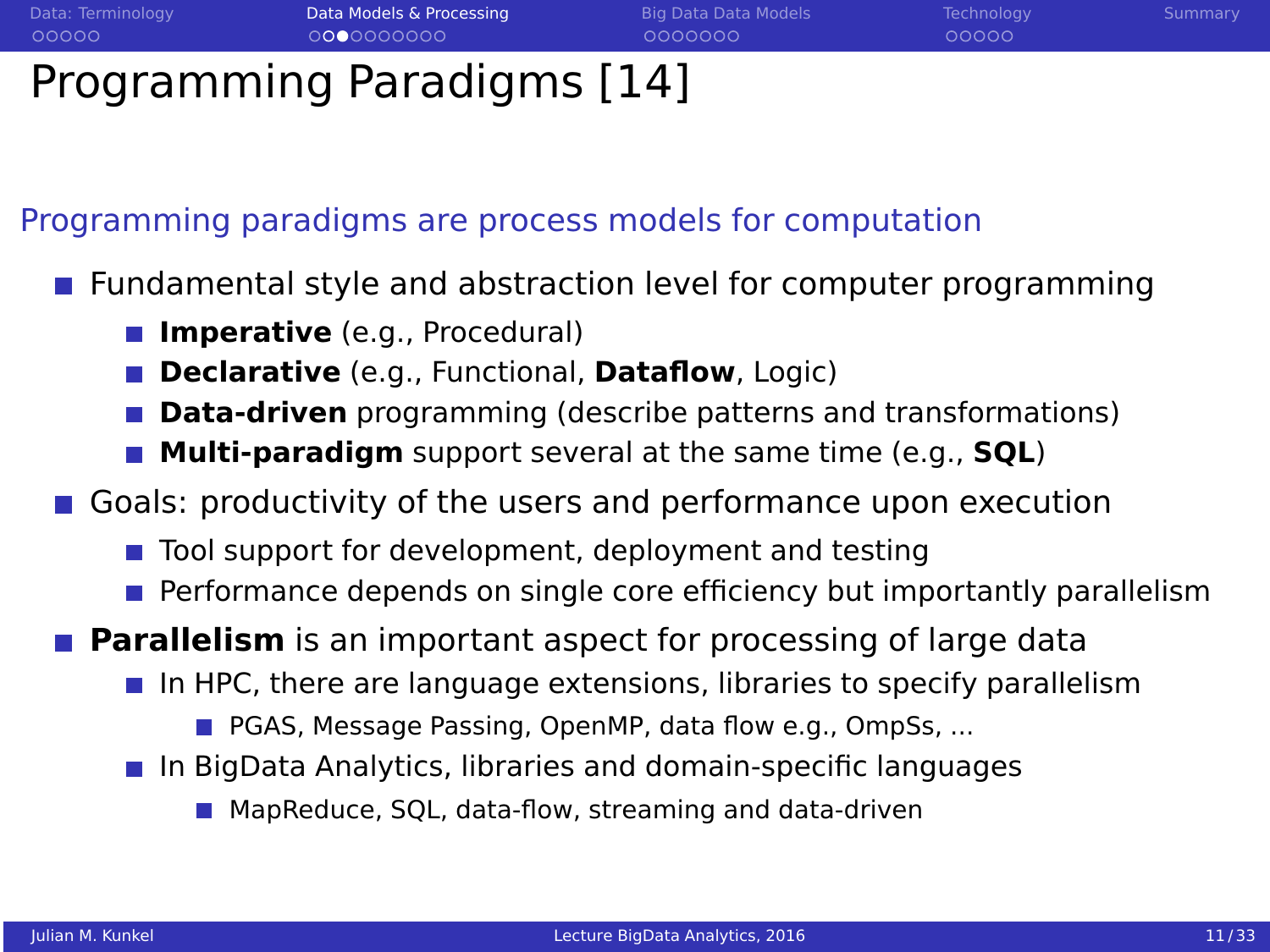# Programming Paradigms [14]

Programming paradigms are process models for computation

- Fundamental style and abstraction level for computer programming
  - **Imperative** (e.g., Procedural)
  - **Declarative** (e.g., Functional, **Dataflow**, Logic)
  - **Data-driven** programming (describe patterns and transformations)
  - **Multi-paradigm** support several at the same time (e.g., **SQL**)
- Goals: productivity of the users and performance upon execution
  - Tool support for development, deployment and testing
  - Performance depends on single core efficiency but importantly parallelism
- **Parallelism** is an important aspect for processing of large data
  - In HPC, there are language extensions, libraries to specify parallelism
    - PGAS, Message Passing, OpenMP, data flow e.g., OmpSs, ...
  - In BigData Analytics, libraries and domain-specific languages
    - MapReduce, SQL, data-flow, streaming and data-driven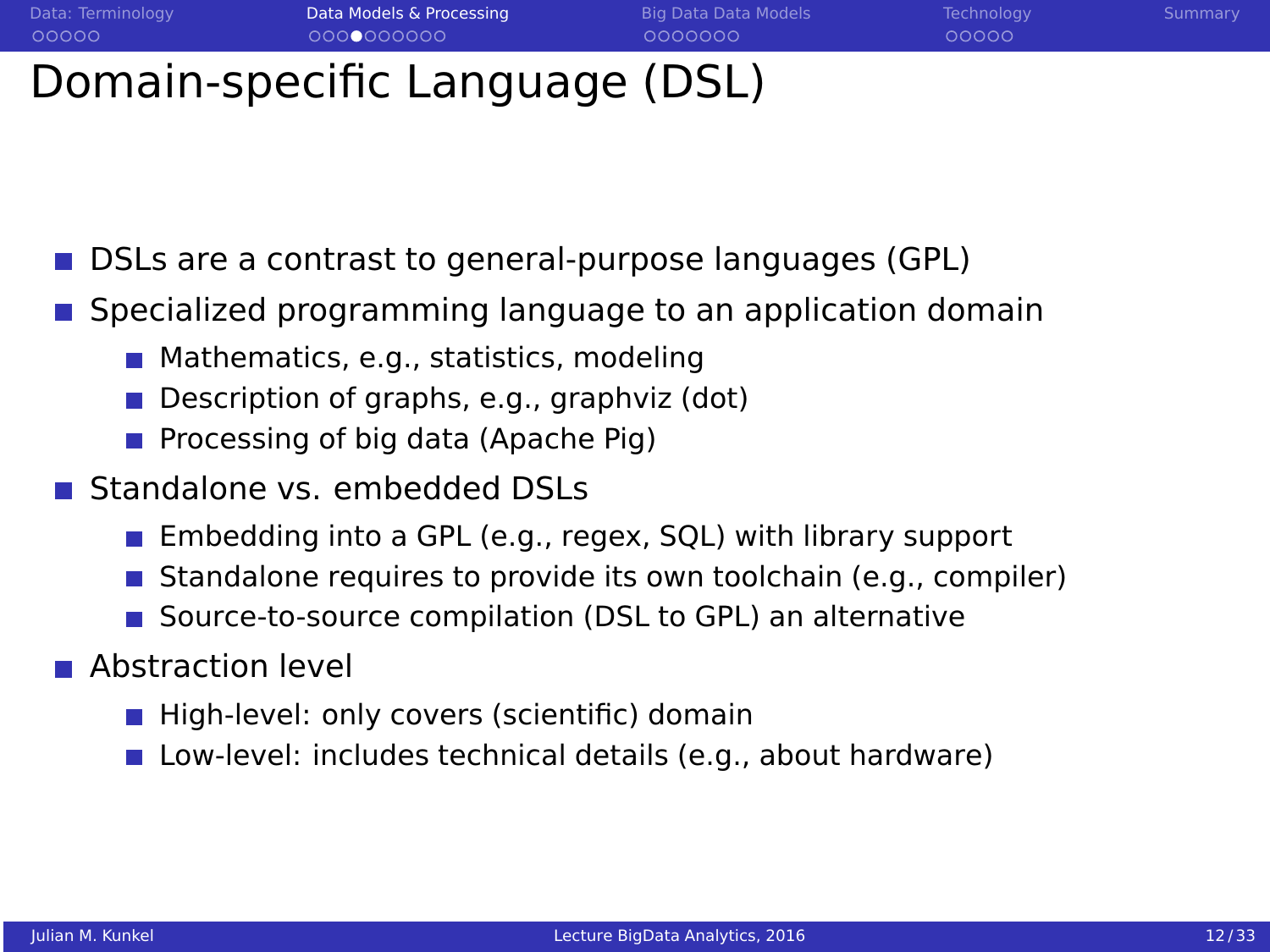# Domain-specific Language (DSL)

- DSLs are a contrast to general-purpose languages (GPL)
- Specialized programming language to an application domain
  - Mathematics, e.g., statistics, modeling
  - Description of graphs, e.g., graphviz (dot)
  - Processing of big data (Apache Pig)
- Standalone vs. embedded DSLs
  - Embedding into a GPL (e.g., regex, SQL) with library support
  - Standalone requires to provide its own toolchain (e.g., compiler)
  - Source-to-source compilation (DSL to GPL) an alternative
- Abstraction level
  - High-level: only covers (scientific) domain
  - Low-level: includes technical details (e.g., about hardware)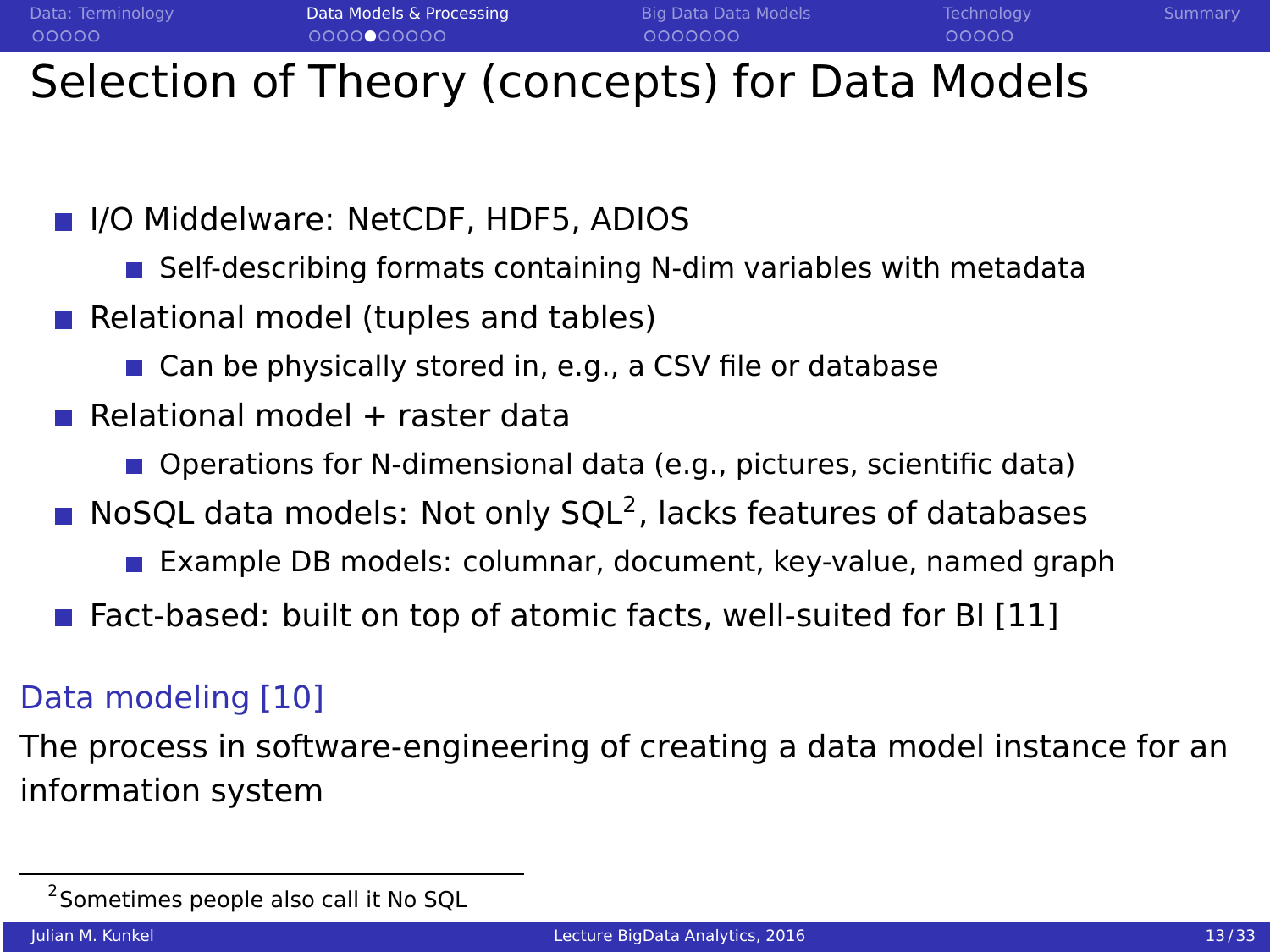# Selection of Theory (concepts) for Data Models

- I/O Middelware: NetCDF, HDF5, ADIOS
  - Self-describing formats containing N-dim variables with metadata
- Relational model (tuples and tables)
  - Can be physically stored in, e.g., a CSV file or database
- Relational model + raster data
  - Operations for N-dimensional data (e.g., pictures, scientific data)
- NoSQL data models: Not only SQL[2], lacks features of databases
  - Example DB models: columnar, document, key-value, named graph
- Fact-based: built on top of atomic facts, well-suited for BI [11]

## Data modeling [10]

The process in software-engineering of creating a data model instance for an information system

---

[2] Sometimes people also call it No SQL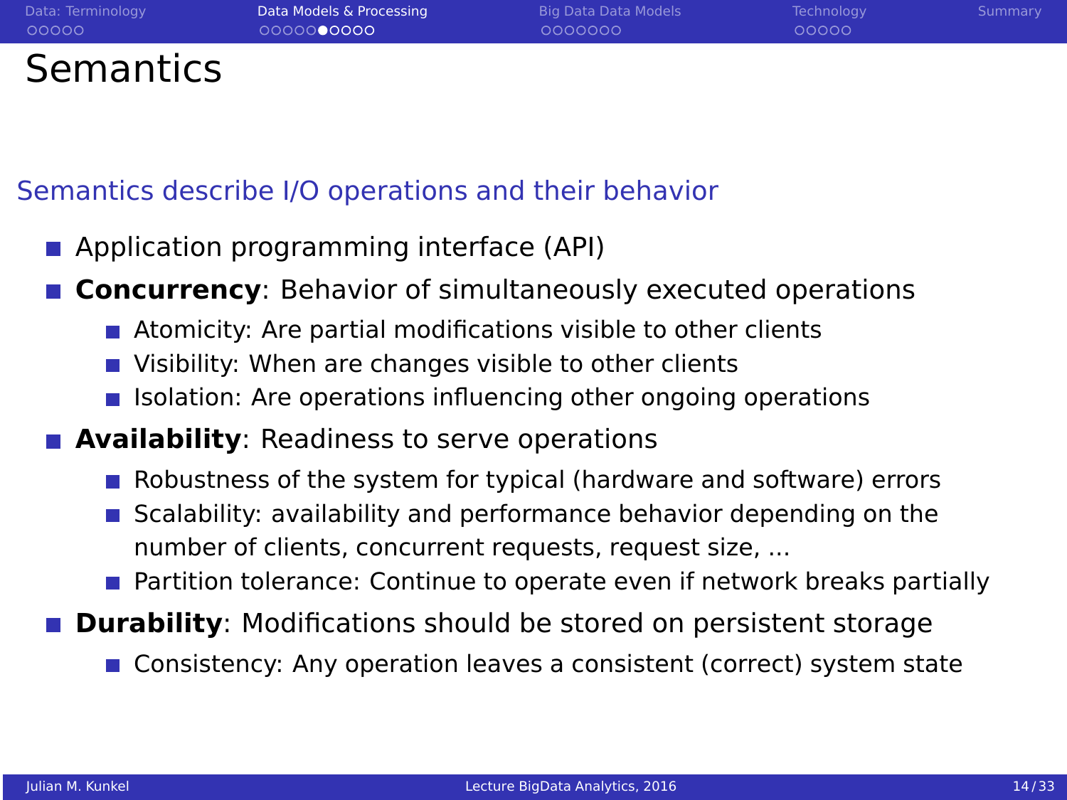# Semantics

Semantics describe I/O operations and their behavior

- Application programming interface (API)
- **Concurrency**: Behavior of simultaneously executed operations
  - Atomicity: Are partial modifications visible to other clients
  - Visibility: When are changes visible to other clients
  - Isolation: Are operations influencing other ongoing operations
- **Availability**: Readiness to serve operations
  - Robustness of the system for typical (hardware and software) errors
  - Scalability: availability and performance behavior depending on the number of clients, concurrent requests, request size, ...
  - Partition tolerance: Continue to operate even if network breaks partially
- **Durability**: Modifications should be stored on persistent storage
  - Consistency: Any operation leaves a consistent (correct) system state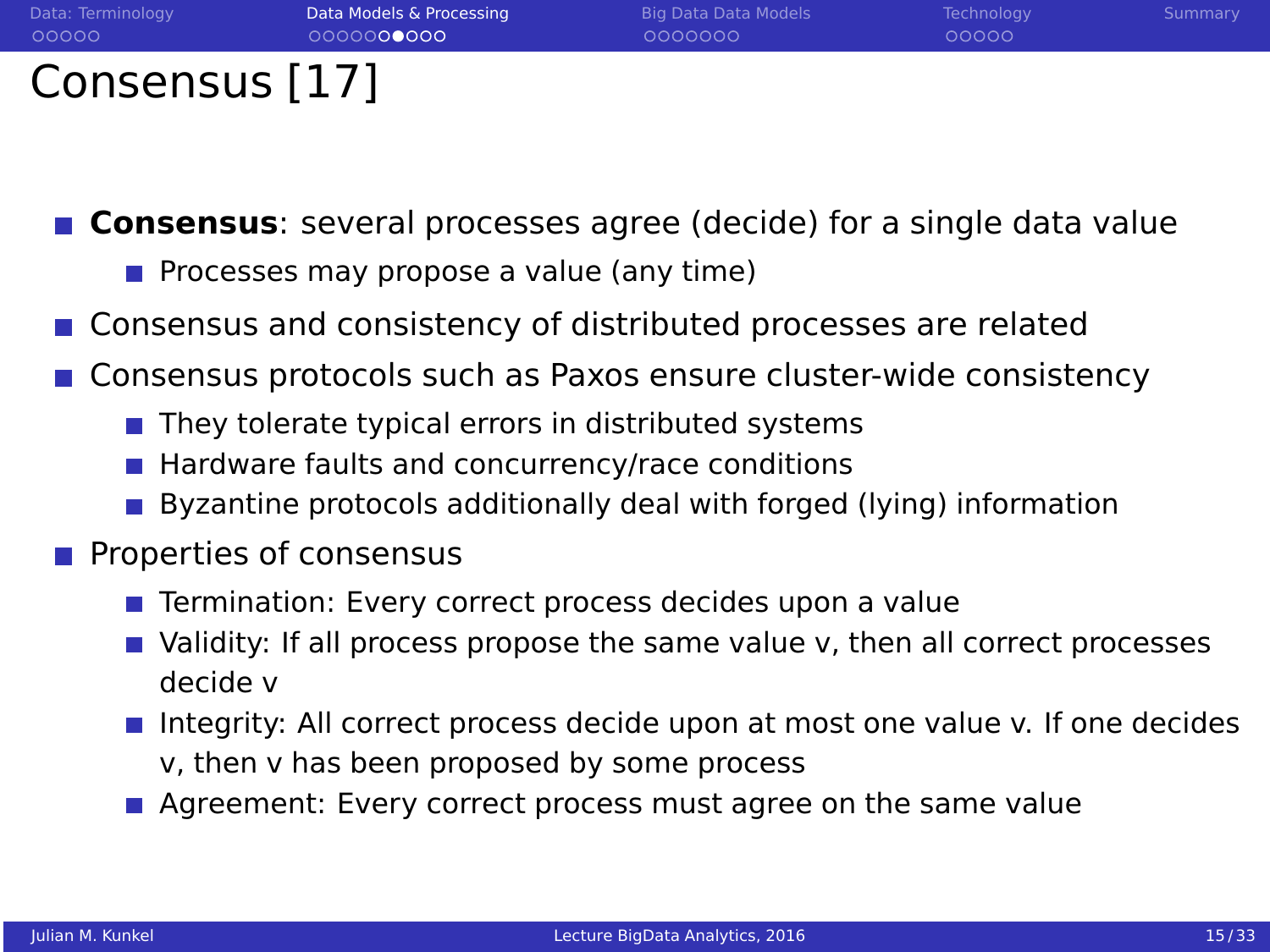# Consensus [17]

- **Consensus**: several processes agree (decide) for a single data value
  - Processes may propose a value (any time)
- Consensus and consistency of distributed processes are related
- Consensus protocols such as Paxos ensure cluster-wide consistency
  - They tolerate typical errors in distributed systems
  - Hardware faults and concurrency/race conditions
  - Byzantine protocols additionally deal with forged (lying) information
- Properties of consensus
  - Termination: Every correct process decides upon a value
  - Validity: If all process propose the same value v, then all correct processes decide v
  - Integrity: All correct process decide upon at most one value v. If one decides v, then v has been proposed by some process
  - Agreement: Every correct process must agree on the same value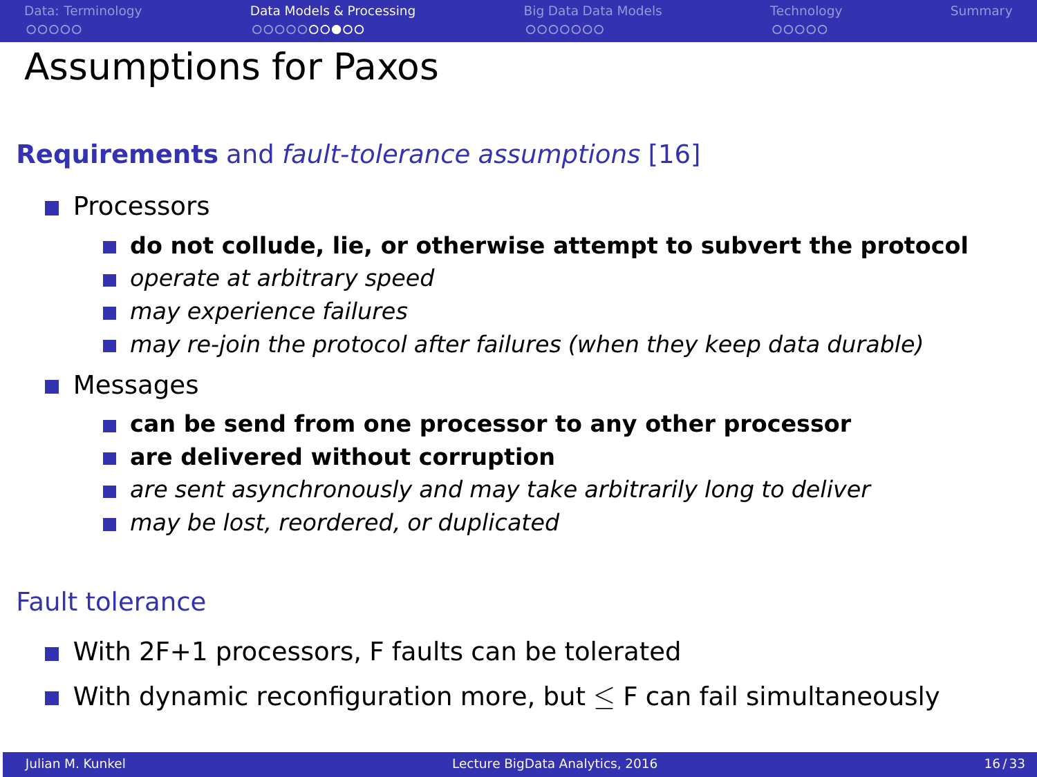# Assumptions for Paxos

**Requirements** and *fault-tolerance assumptions* [16]

- Processors
  - **do not collude, lie, or otherwise attempt to subvert the protocol**
  - *operate at arbitrary speed*
  - *may experience failures*
  - *may re-join the protocol after failures (when they keep data durable)*
- Messages
  - **can be send from one processor to any other processor**
  - **are delivered without corruption**
  - *are sent asynchronously and may take arbitrarily long to deliver*
  - *may be lost, reordered, or duplicated*

## Fault tolerance

- With 2F+1 processors, F faults can be tolerated
- With dynamic reconfiguration more, but $\leq$ F can fail simultaneously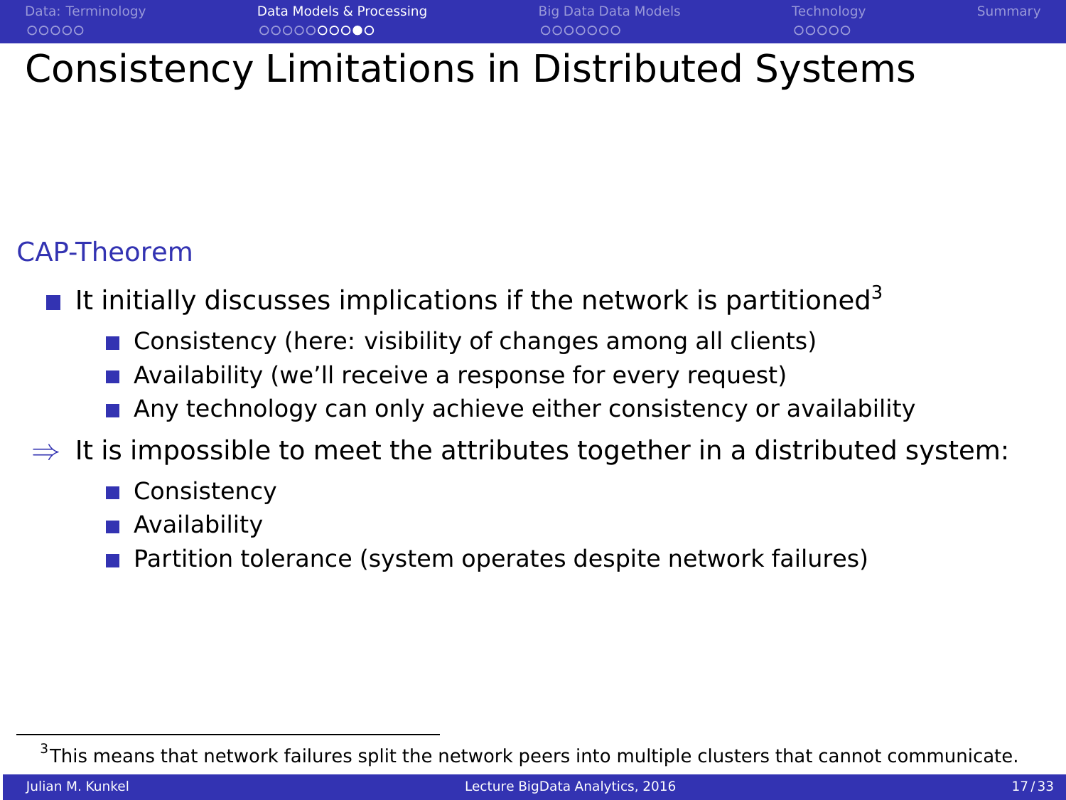# Consistency Limitations in Distributed Systems

## CAP-Theorem

- It initially discusses implications if the network is partitioned[3]
  - Consistency (here: visibility of changes among all clients)
  - Availability (we'll receive a response for every request)
  - Any technology can only achieve either consistency or availability

$\Rightarrow$ It is impossible to meet the attributes together in a distributed system:

  - Consistency
  - Availability
  - Partition tolerance (system operates despite network failures)

[3] This means that network failures split the network peers into multiple clusters that cannot communicate.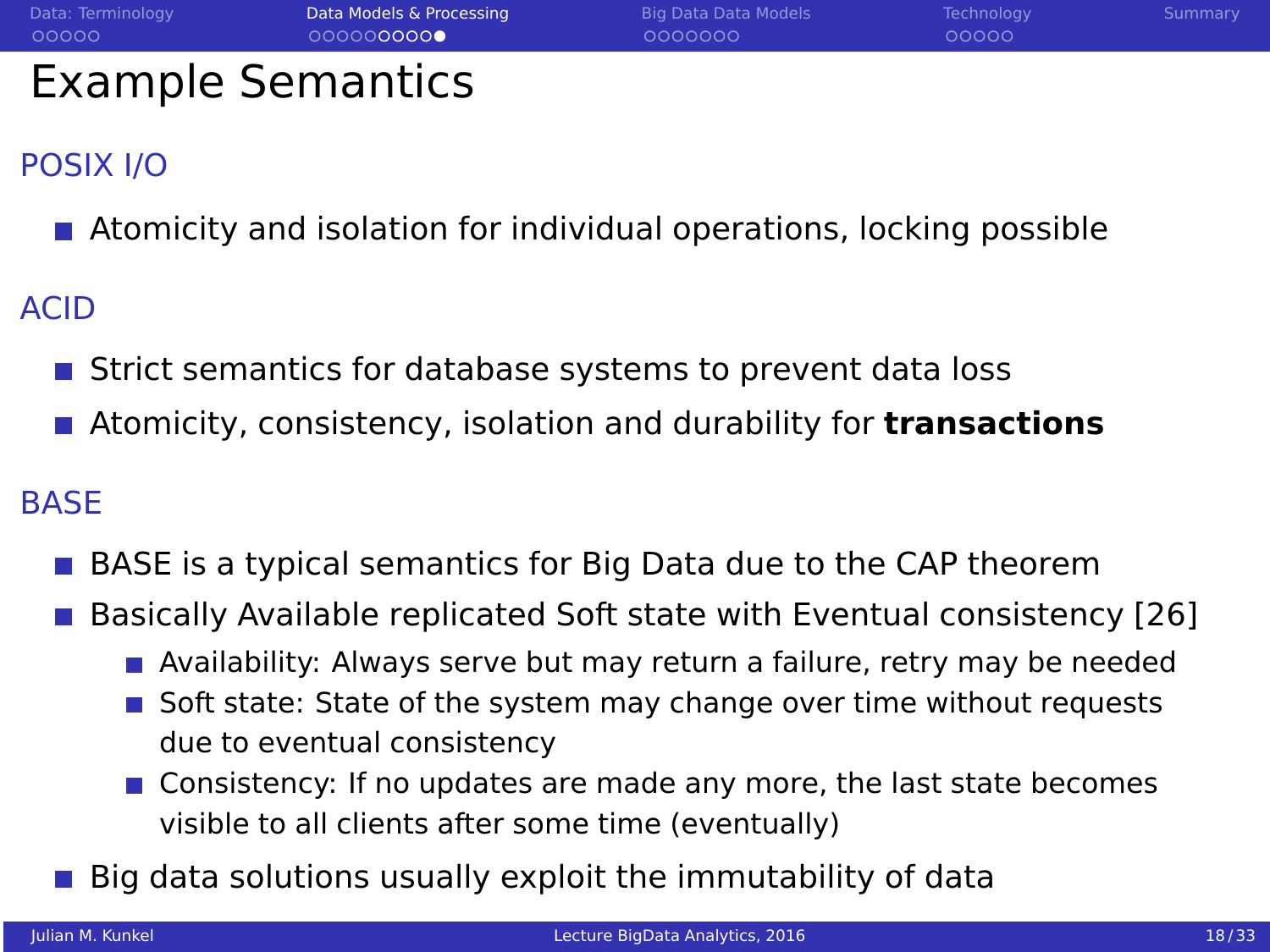# Example Semantics

## POSIX I/O

- Atomicity and isolation for individual operations, locking possible

## ACID

- Strict semantics for database systems to prevent data loss
- Atomicity, consistency, isolation and durability for **transactions**

## BASE

- BASE is a typical semantics for Big Data due to the CAP theorem
- Basically Available replicated Soft state with Eventual consistency [26]
  - Availability: Always serve but may return a failure, retry may be needed
  - Soft state: State of the system may change over time without requests due to eventual consistency
  - Consistency: If no updates are made any more, the last state becomes visible to all clients after some time (eventually)
- Big data solutions usually exploit the immutability of data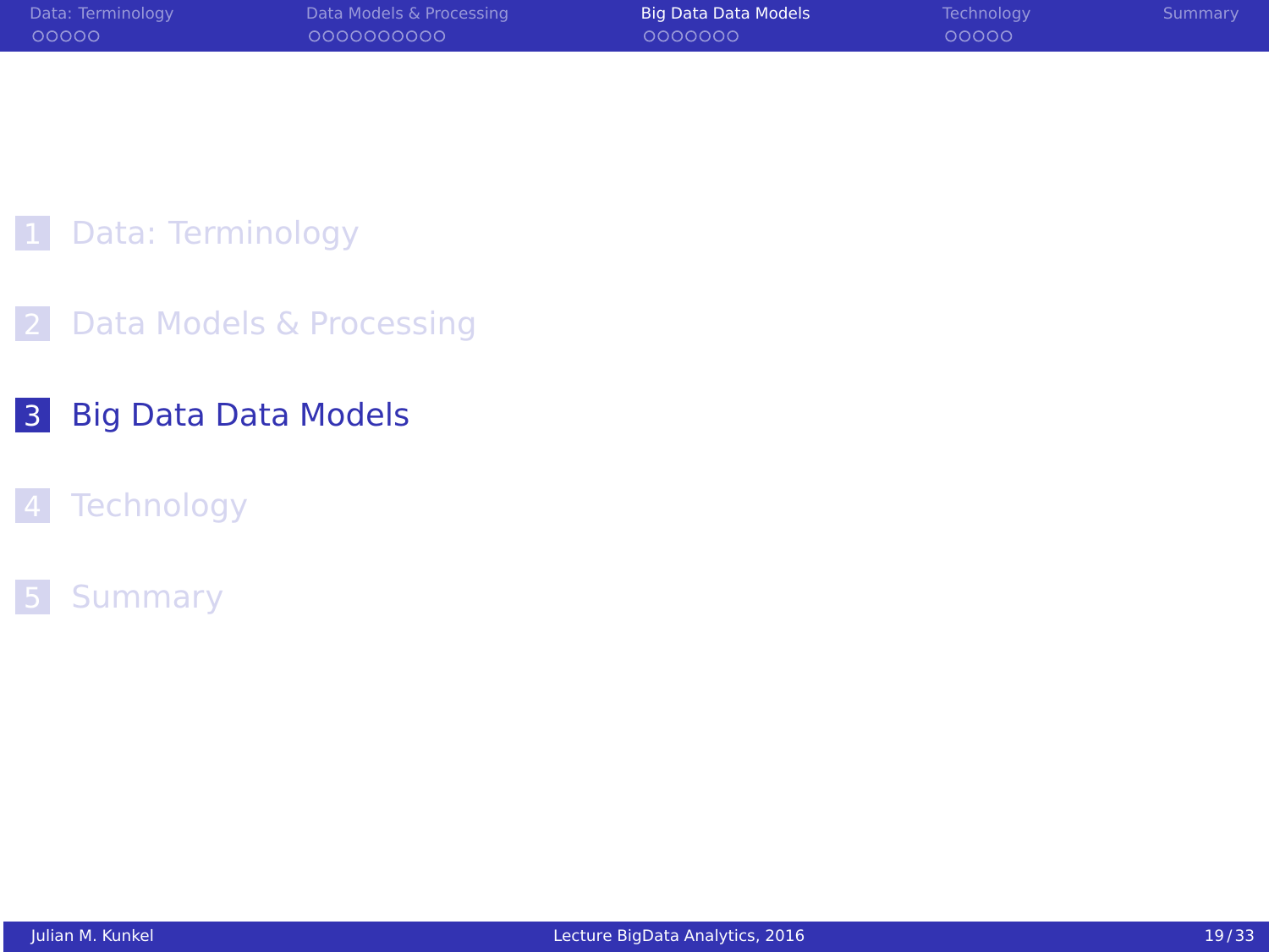1 Data: Terminology

2 Data Models & Processing

3 Big Data Data Models

4 Technology

5 Summary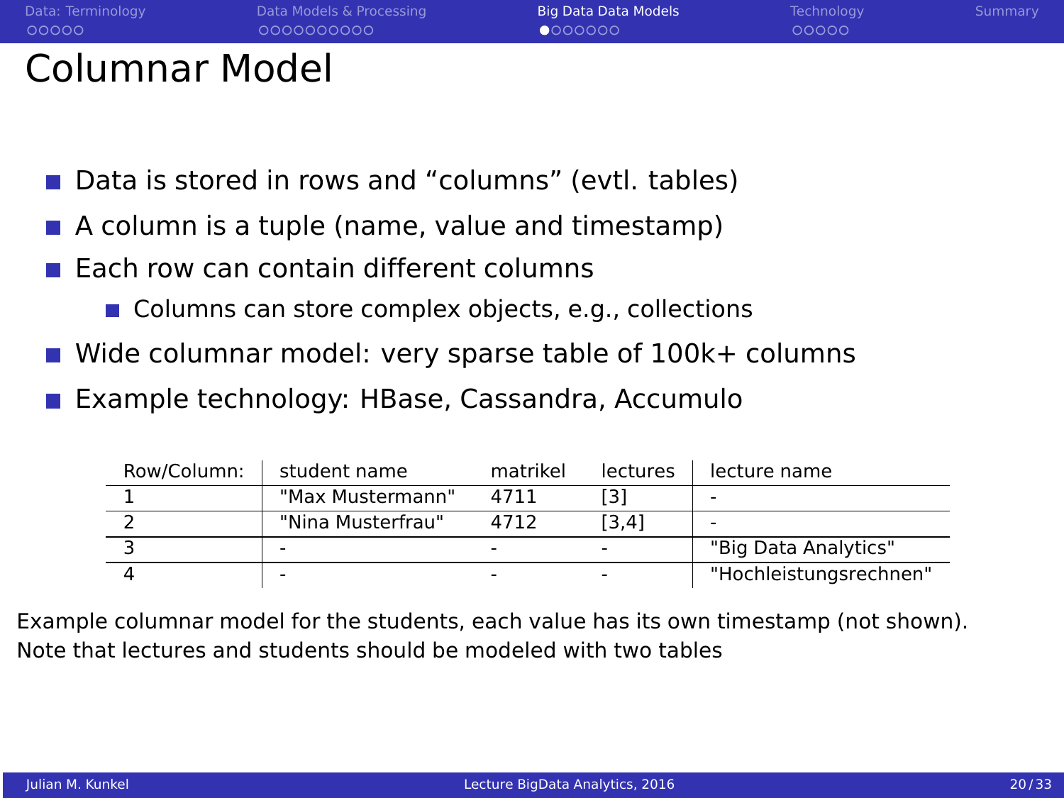# Columnar Model

- Data is stored in rows and "columns" (evtl. tables)
- A column is a tuple (name, value and timestamp)
- Each row can contain different columns
  - Columns can store complex objects, e.g., collections
- Wide columnar model: very sparse table of 100k+ columns
- Example technology: HBase, Cassandra, Accumulo

| Row/Column: | student name | matrikel | lectures | lecture name |
|---|---|---|---|---|
| 1 | "Max Mustermann" | 4711 | [3] | - |
| 2 | "Nina Musterfrau" | 4712 | [3,4] | - |
| 3 | - | - | - | "Big Data Analytics" |
| 4 | - | - | - | "Hochleistungsrechnen" |

Example columnar model for the students, each value has its own timestamp (not shown). Note that lectures and students should be modeled with two tables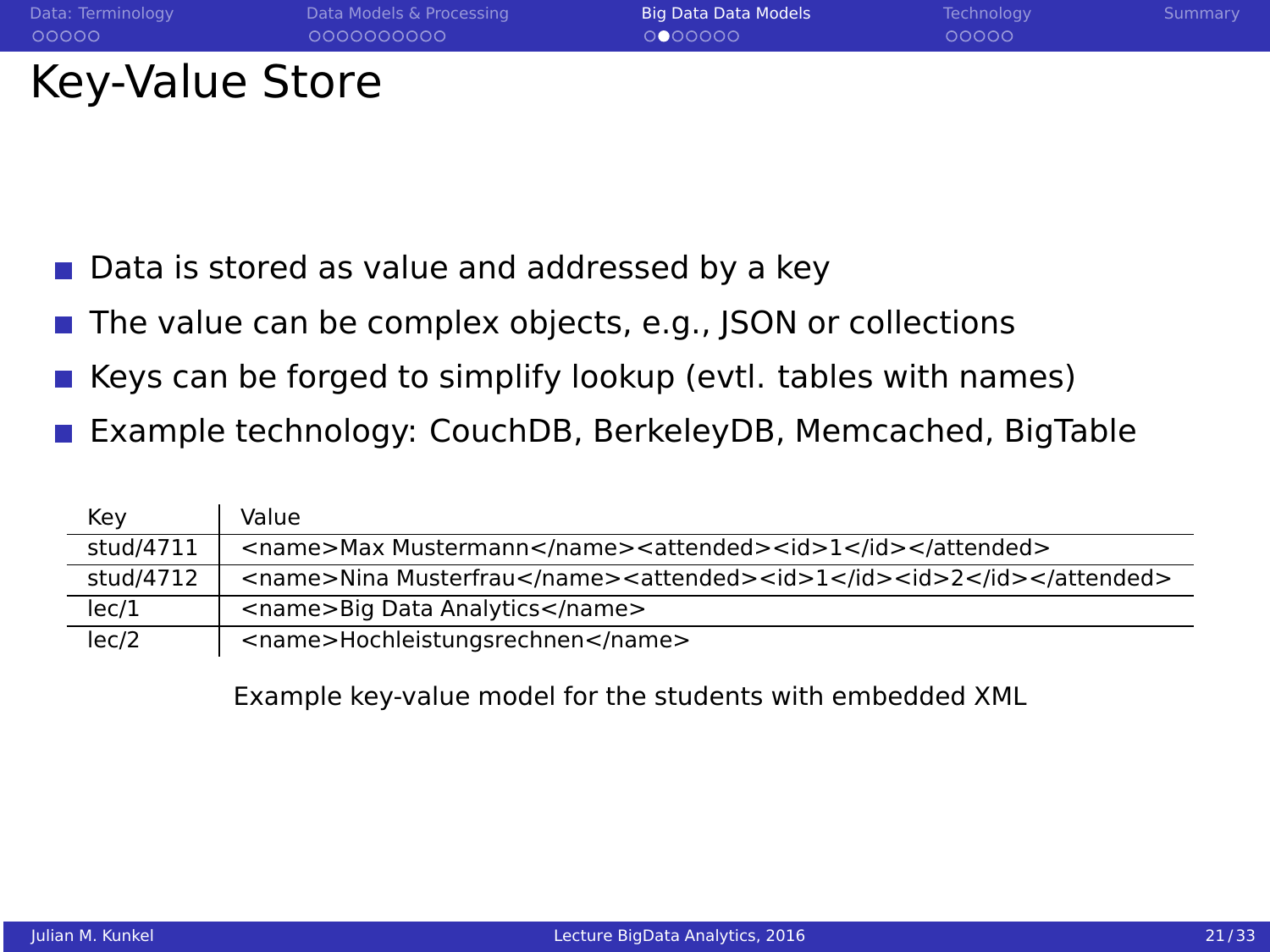# Key-Value Store

- Data is stored as value and addressed by a key
- The value can be complex objects, e.g., JSON or collections
- Keys can be forged to simplify lookup (evtl. tables with names)
- Example technology: CouchDB, BerkeleyDB, Memcached, BigTable

| Key | Value |
|---|---|
| stud/4711 | <name>Max Mustermann</name><attended><id>1</id></attended> |
| stud/4712 | <name>Nina Musterfrau</name><attended><id>1</id><id>2</id></attended> |
| lec/1 | <name>Big Data Analytics</name> |
| lec/2 | <name>Hochleistungsrechnen</name> |

Example key-value model for the students with embedded XML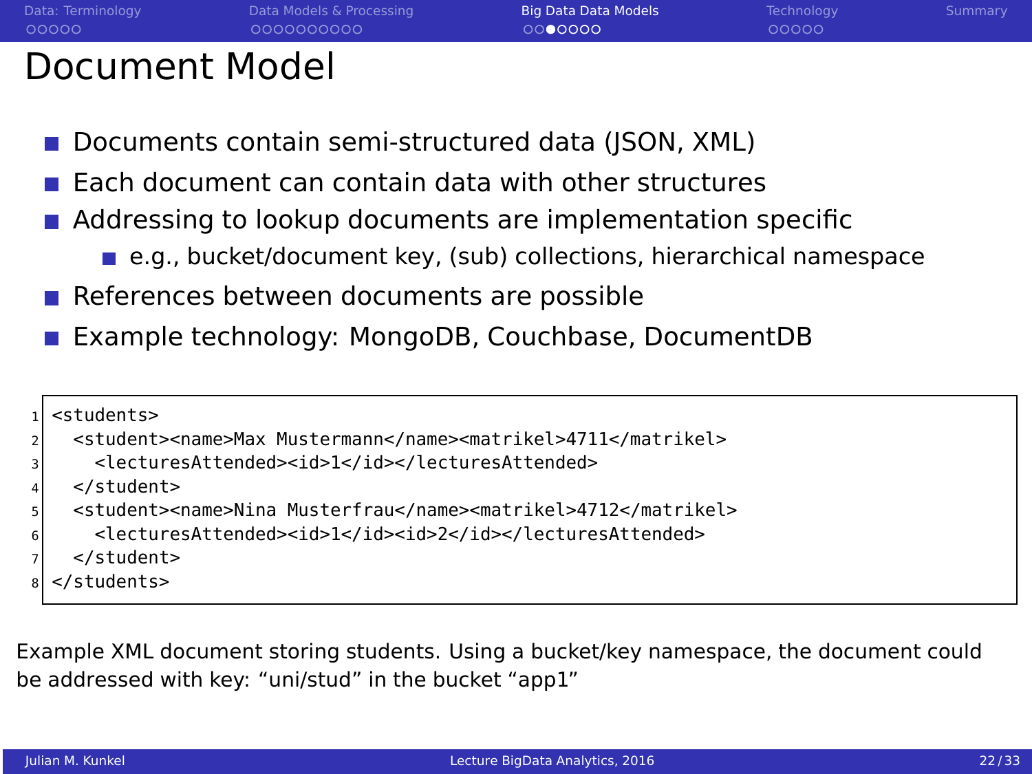# Document Model

- Documents contain semi-structured data (JSON, XML)
- Each document can contain data with other structures
- Addressing to lookup documents are implementation specific
  - e.g., bucket/document key, (sub) collections, hierarchical namespace
- References between documents are possible
- Example technology: MongoDB, Couchbase, DocumentDB

```
<students>
  <student><name>Max Mustermann</name><matrikel>4711</matrikel>
    <lecturesAttended><id>1</id></lecturesAttended>
  </student>
  <student><name>Nina Musterfrau</name><matrikel>4712</matrikel>
    <lecturesAttended><id>1</id><id>2</id></lecturesAttended>
  </student>
</students>
```

Example XML document storing students. Using a bucket/key namespace, the document could be addressed with key: “uni/stud” in the bucket “app1”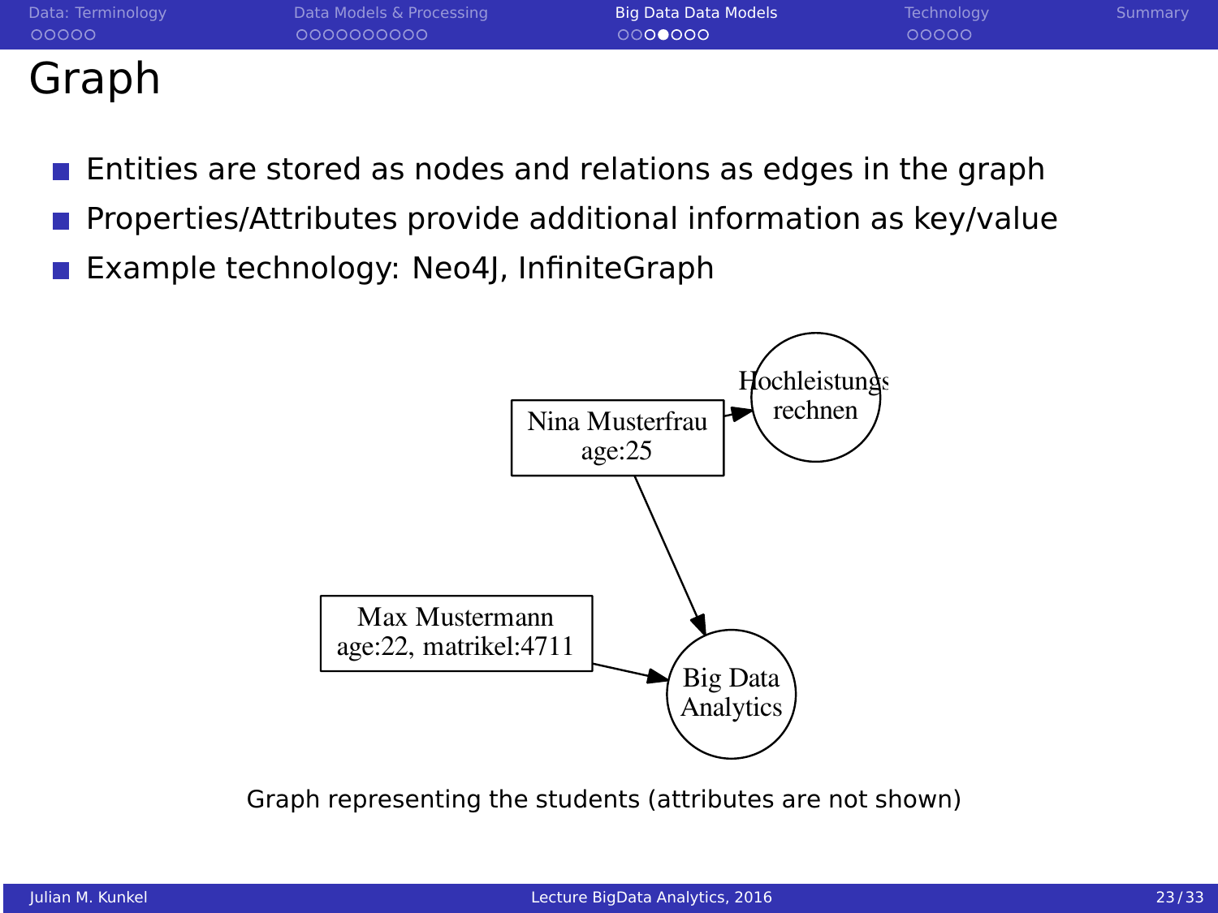# Graph

- Entities are stored as nodes and relations as edges in the graph
- Properties/Attributes provide additional information as key/value
- Example technology: Neo4J, InfiniteGraph

Graph representing the students (attributes are not shown)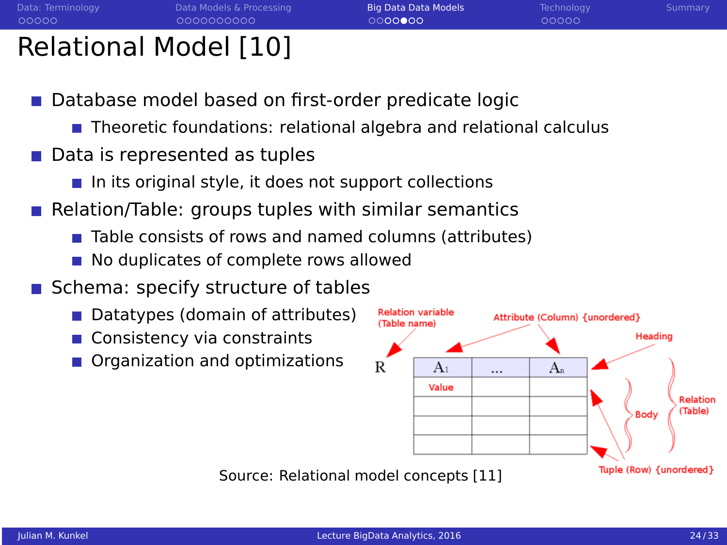# Relational Model [10]

- Database model based on first-order predicate logic
  - Theoretic foundations: relational algebra and relational calculus
- Data is represented as tuples
  - In its original style, it does not support collections
- Relation/Table: groups tuples with similar semantics
  - Table consists of rows and named columns (attributes)
  - No duplicates of complete rows allowed
- Schema: specify structure of tables
  - Datatypes (domain of attributes)
  - Consistency via constraints
  - Organization and optimizations

Source: Relational model concepts [11]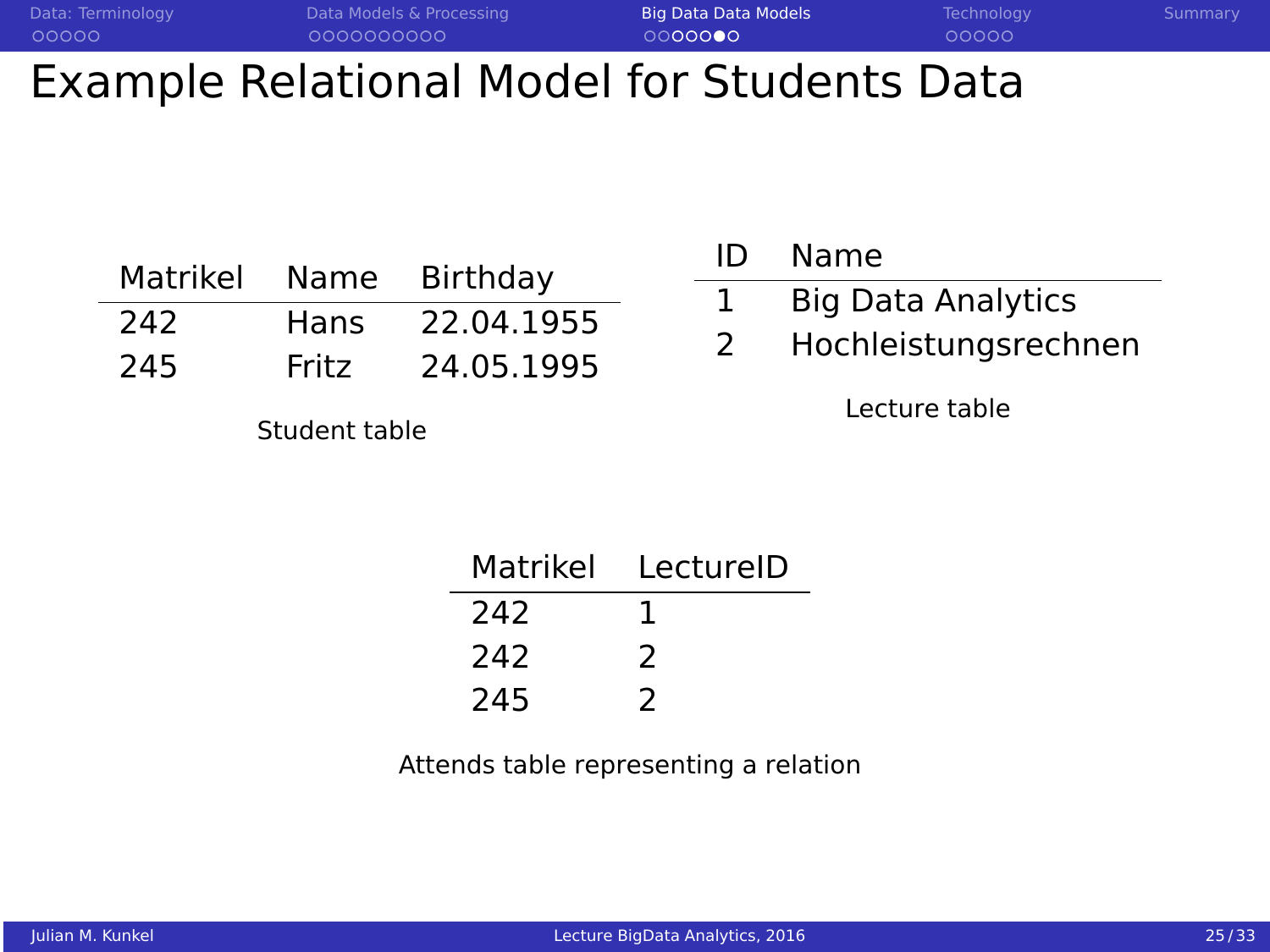# Example Relational Model for Students Data

| Matrikel | Name | Birthday |
|---|---|---|
| 242 | Hans | 22.04.1955 |
| 245 | Fritz | 24.05.1995 |

Student table

| ID | Name |
|---|---|
| 1 | Big Data Analytics |
| 2 | Hochleistungsrechnen |

Lecture table

| Matrikel | LectureID |
|---|---|
| 242 | 1 |
| 242 | 2 |
| 245 | 2 |

Attends table representing a relation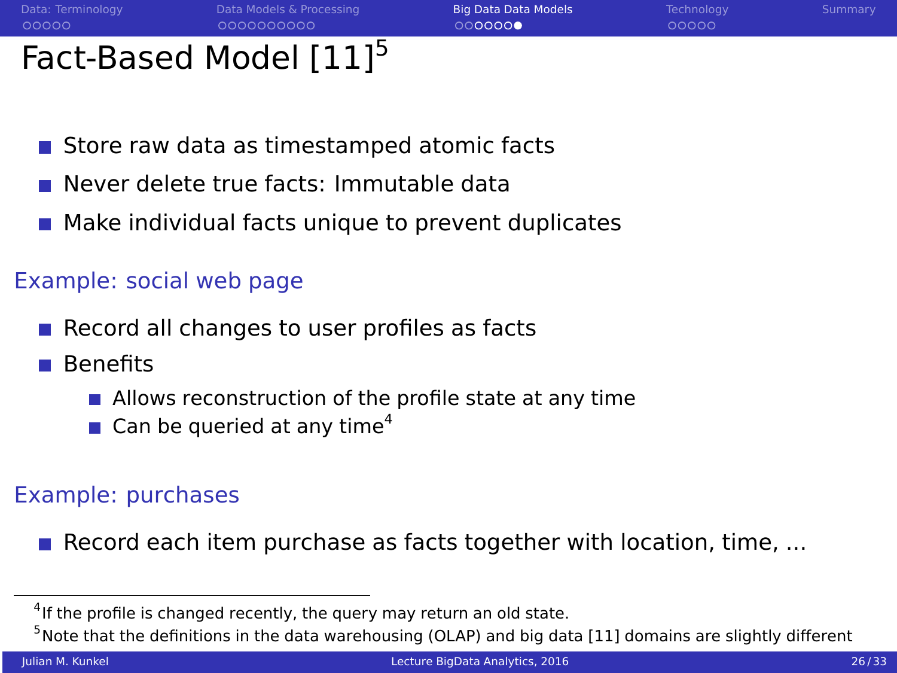# Fact-Based Model [11][5]

- Store raw data as timestamped atomic facts
- Never delete true facts: Immutable data
- Make individual facts unique to prevent duplicates

## Example: social web page

- Record all changes to user profiles as facts
- Benefits
  - Allows reconstruction of the profile state at any time
  - Can be queried at any time[4]

## Example: purchases

- Record each item purchase as facts together with location, time, ...

---

[4] If the profile is changed recently, the query may return an old state.

[5] Note that the definitions in the data warehousing (OLAP) and big data [11] domains are slightly different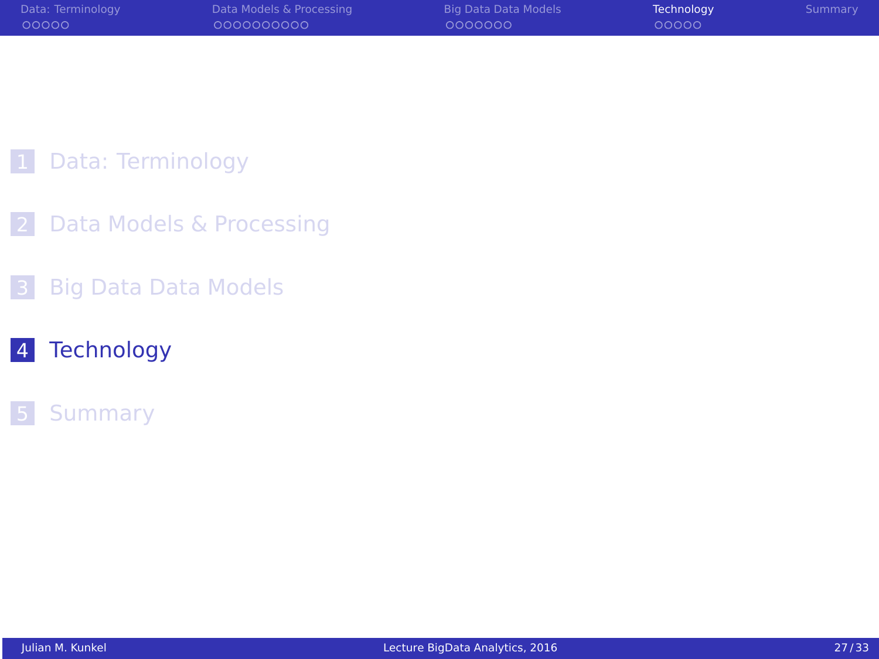1. Data: Terminology
2. Data Models & Processing
3. Big Data Data Models
4. **Technology**
5. Summary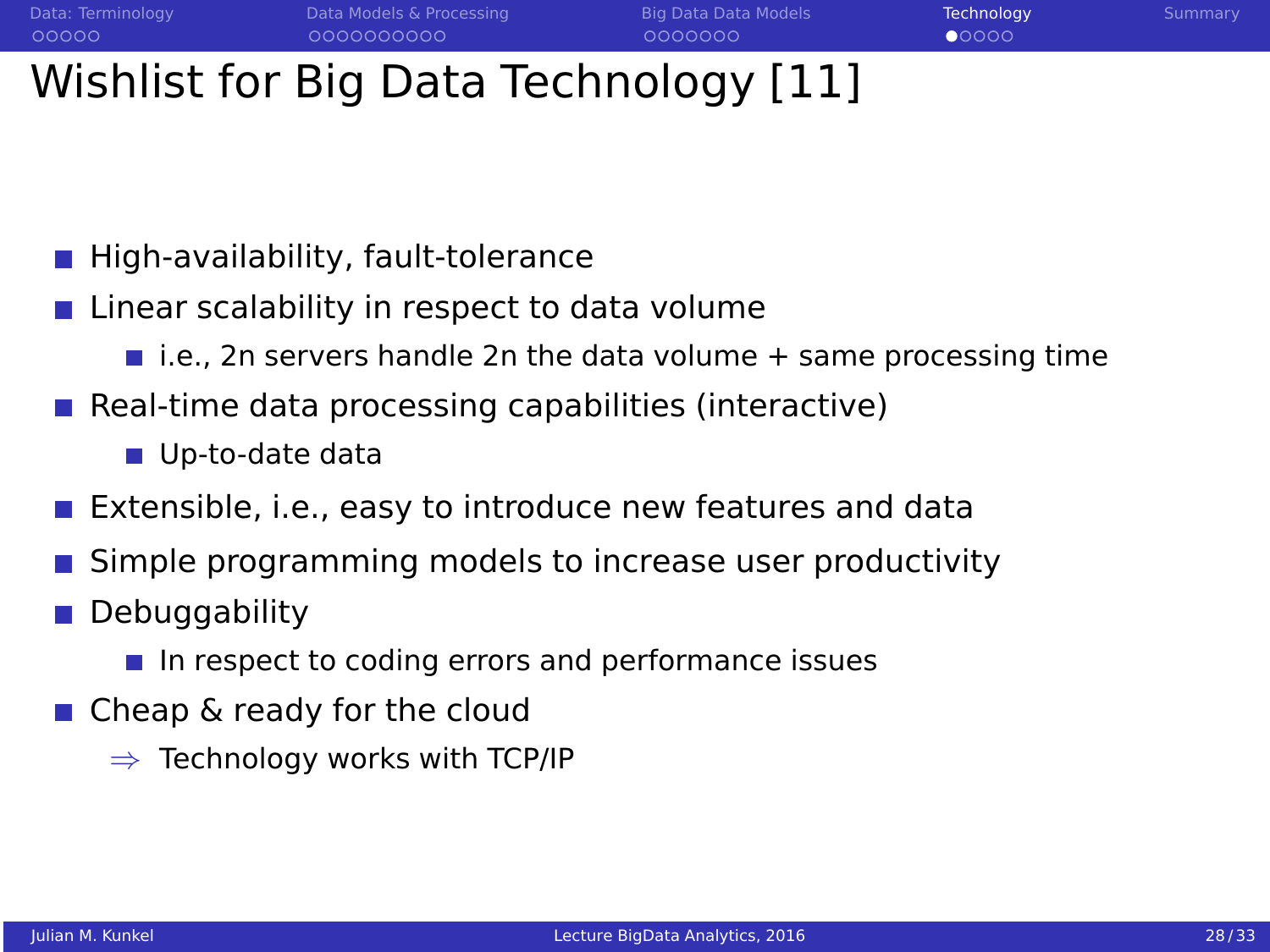# Wishlist for Big Data Technology [11]

- High-availability, fault-tolerance
- Linear scalability in respect to data volume
  - i.e., 2n servers handle 2n the data volume + same processing time
- Real-time data processing capabilities (interactive)
  - Up-to-date data
- Extensible, i.e., easy to introduce new features and data
- Simple programming models to increase user productivity
- Debuggability
  - In respect to coding errors and performance issues
- Cheap & ready for the cloud

$\Rightarrow$ Technology works with TCP/IP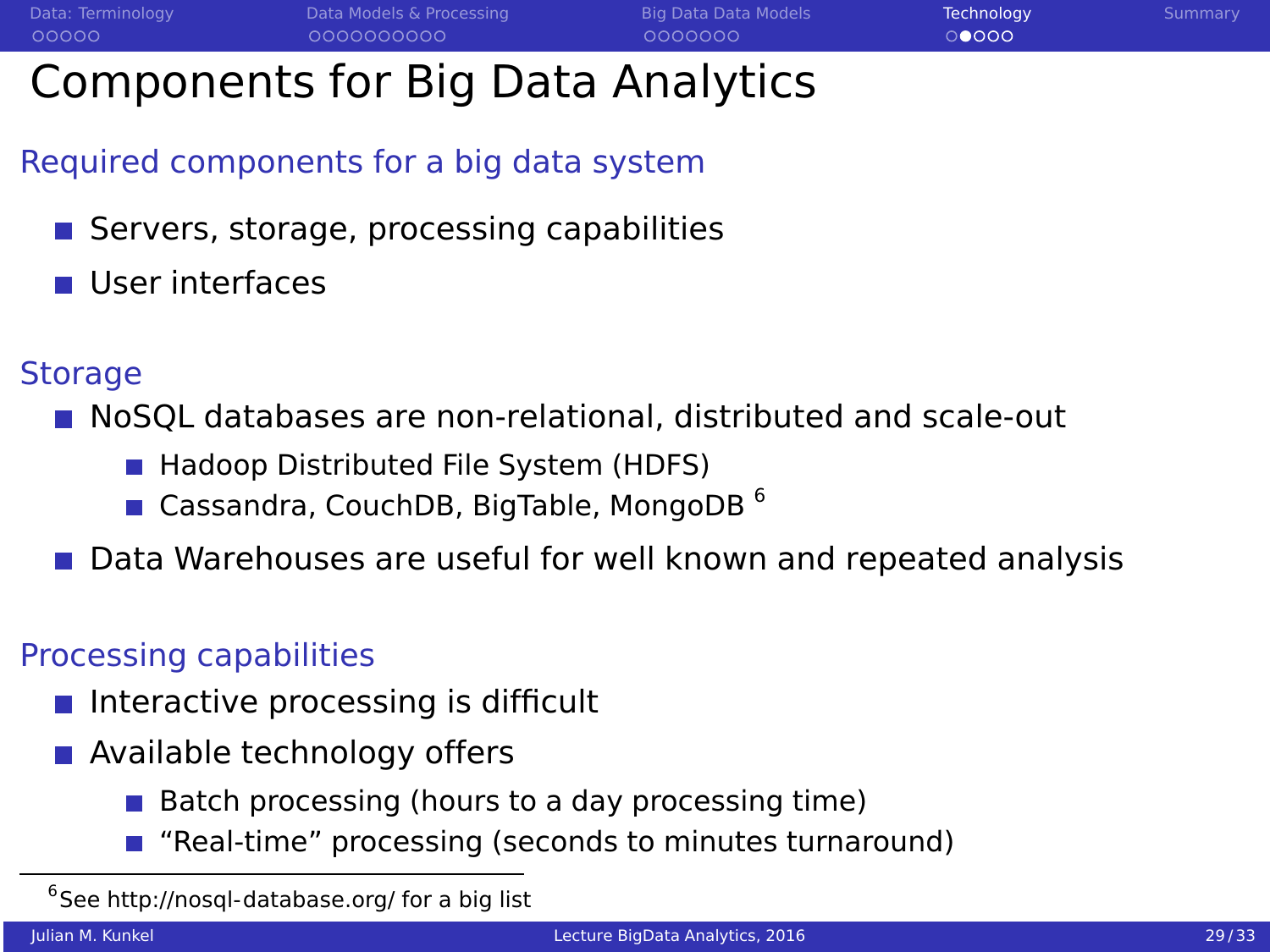# Components for Big Data Analytics

## Required components for a big data system

- Servers, storage, processing capabilities
- User interfaces

## Storage

- NoSQL databases are non-relational, distributed and scale-out
  - Hadoop Distributed File System (HDFS)
  - Cassandra, CouchDB, BigTable, MongoDB [6]
- Data Warehouses are useful for well known and repeated analysis

## Processing capabilities

- Interactive processing is difficult
- Available technology offers
  - Batch processing (hours to a day processing time)
  - "Real-time" processing (seconds to minutes turnaround)

[6] See http://nosql-database.org/ for a big list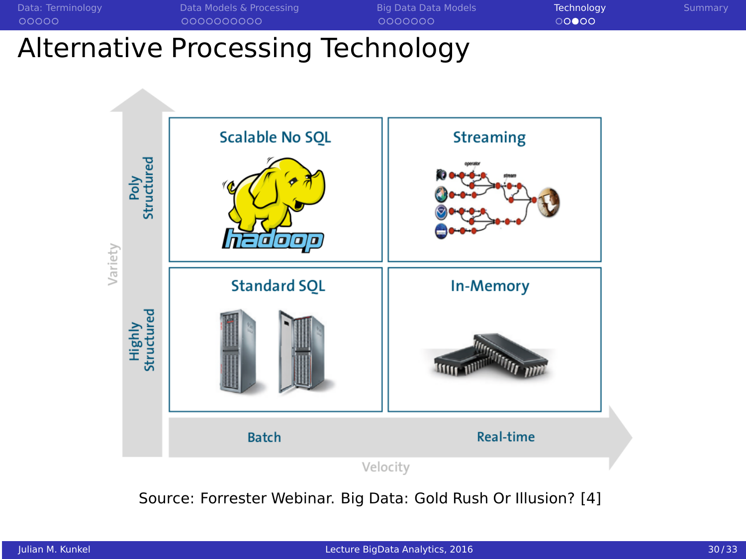# Alternative Processing Technology

| Variety | Batch | Real-time |
|---|---|---|
| Poly Structured | Scalable No SQL | Streaming |
| Highly Structured | Standard SQL | In-Memory |

Velocity

Source: Forrester Webinar. Big Data: Gold Rush Or Illusion? [4]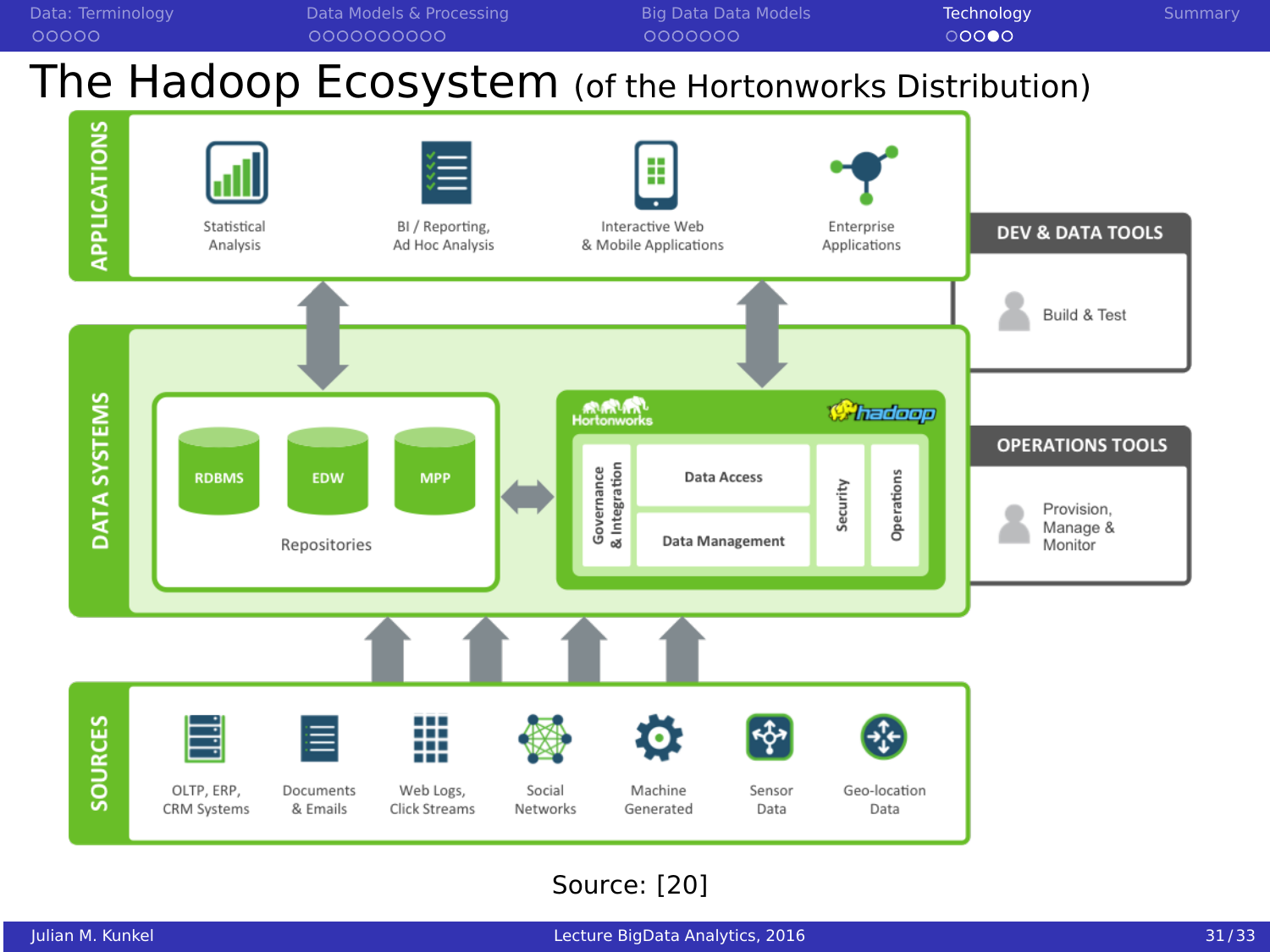# The Hadoop Ecosystem (of the Hortonworks Distribution)

**APPLICATIONS**

- Statistical Analysis
- BI / Reporting, Ad Hoc Analysis
- Interactive Web & Mobile Applications
- Enterprise Applications

**DATA SYSTEMS**

Repositories: RDBMS, EDW, MPP

Hortonworks hadoop: Governance & Integration, Data Access, Data Management, Security, Operations

**SOURCES**

- OLTP, ERP, CRM Systems
- Documents & Emails
- Web Logs, Click Streams
- Social Networks
- Machine Generated
- Sensor Data
- Geo-location Data

**DEV & DATA TOOLS**

- Build & Test

**OPERATIONS TOOLS**

- Provision, Manage & Monitor

Source: [20]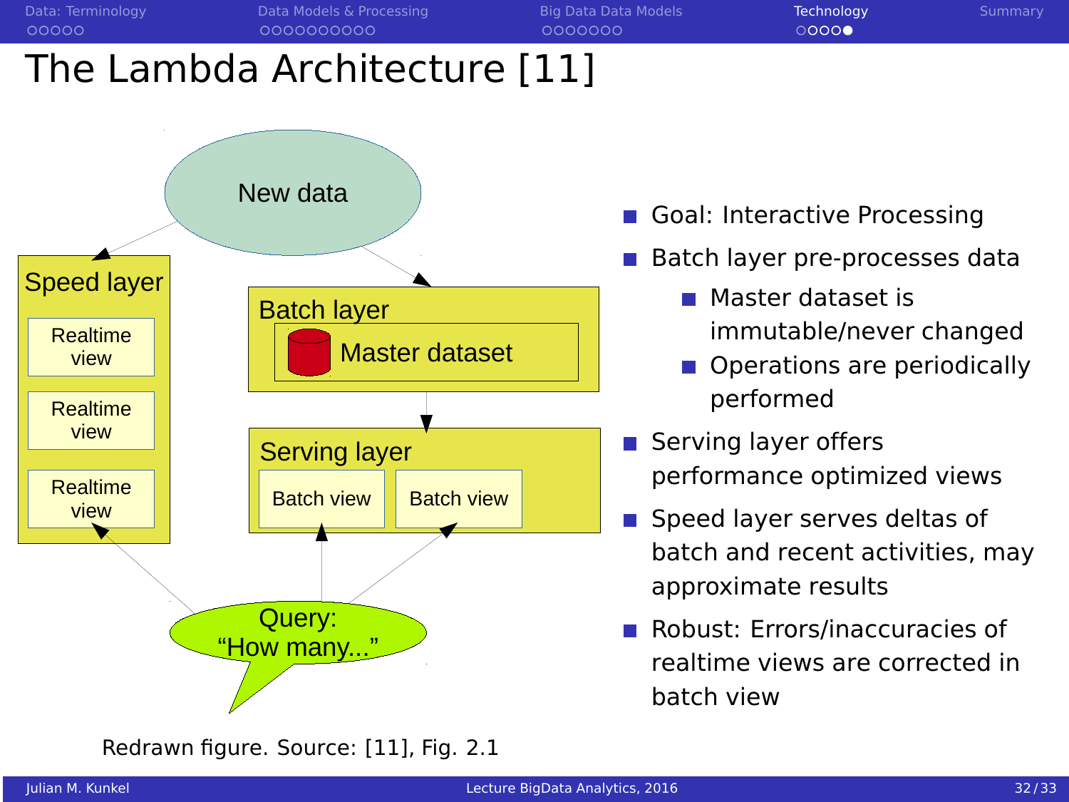# The Lambda Architecture [11]

New data

Speed layer

Realtime view

Realtime view

Realtime view

Batch layer

Master dataset

Serving layer

Batch view

Batch view

Query: "How many..."

Redrawn figure. Source: [11], Fig. 2.1

- Goal: Interactive Processing
- Batch layer pre-processes data
  - Master dataset is immutable/never changed
  - Operations are periodically performed
- Serving layer offers performance optimized views
- Speed layer serves deltas of batch and recent activities, may approximate results
- Robust: Errors/inaccuracies of realtime views are corrected in batch view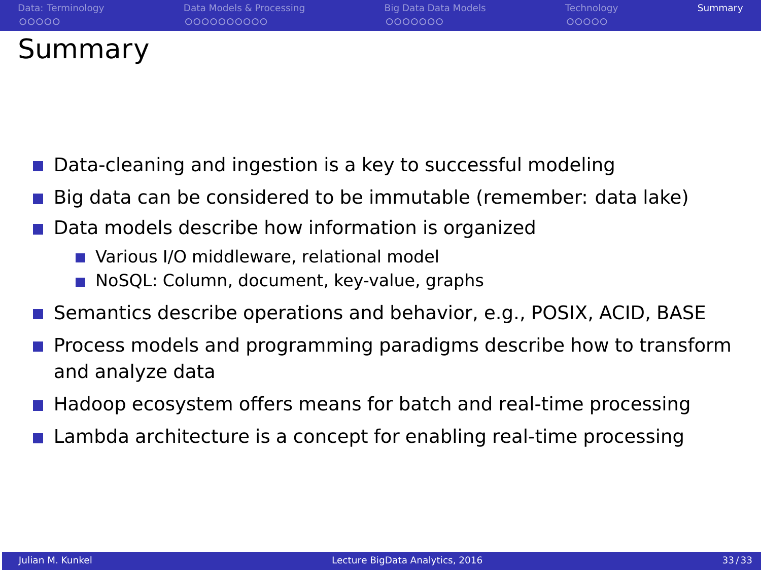# Summary

- Data-cleaning and ingestion is a key to successful modeling
- Big data can be considered to be immutable (remember: data lake)
- Data models describe how information is organized
  - Various I/O middleware, relational model
  - NoSQL: Column, document, key-value, graphs
- Semantics describe operations and behavior, e.g., POSIX, ACID, BASE
- Process models and programming paradigms describe how to transform and analyze data
- Hadoop ecosystem offers means for batch and real-time processing
- Lambda architecture is a concept for enabling real-time processing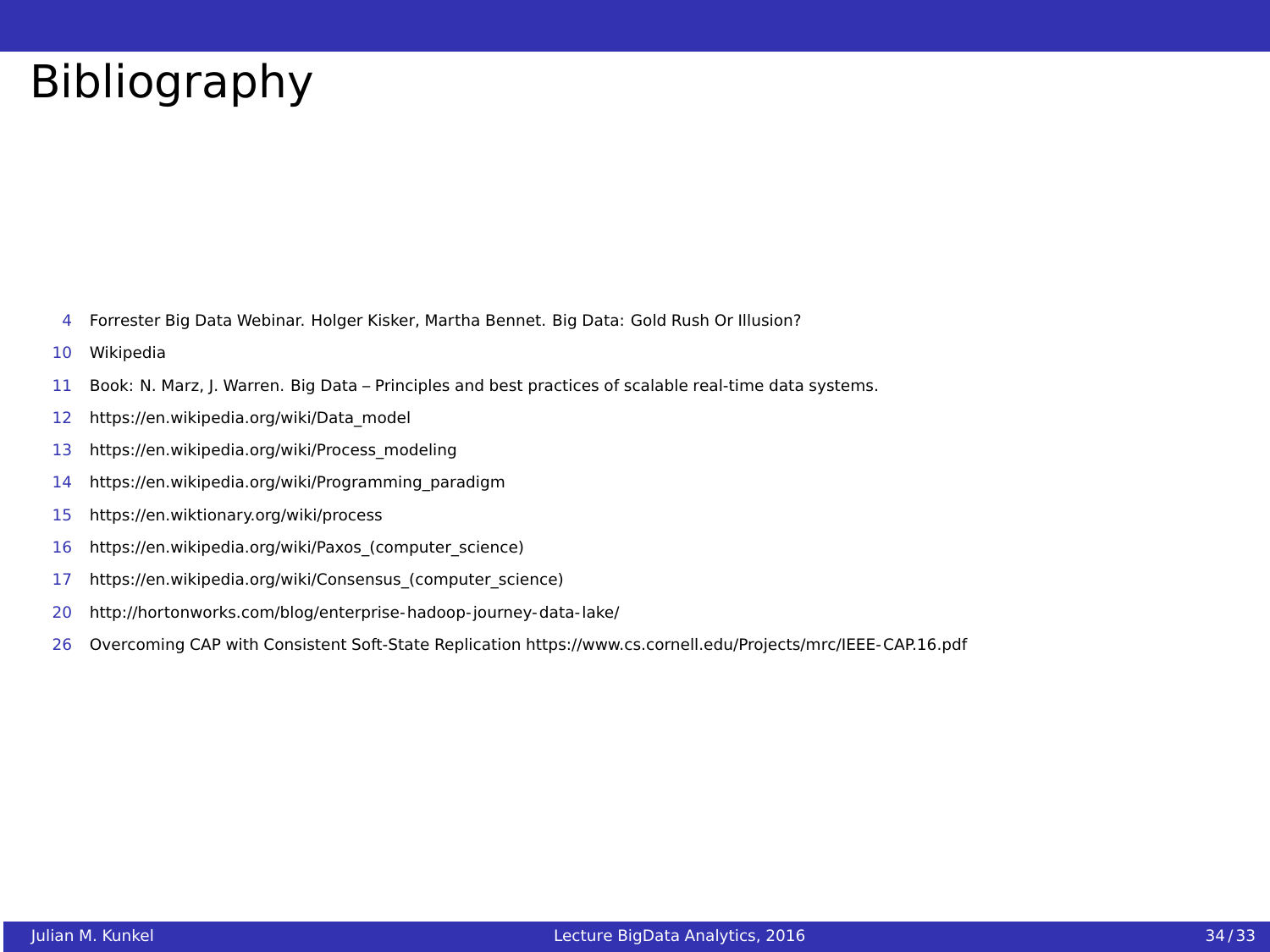# Bibliography

- 4 Forrester Big Data Webinar. Holger Kisker, Martha Bennet. Big Data: Gold Rush Or Illusion?
- 10 Wikipedia
- 11 Book: N. Marz, J. Warren. Big Data – Principles and best practices of scalable real-time data systems.
- 12 https://en.wikipedia.org/wiki/Data_model
- 13 https://en.wikipedia.org/wiki/Process_modeling
- 14 https://en.wikipedia.org/wiki/Programming_paradigm
- 15 https://en.wiktionary.org/wiki/process
- 16 https://en.wikipedia.org/wiki/Paxos_(computer_science)
- 17 https://en.wikipedia.org/wiki/Consensus_(computer_science)
- 20 http://hortonworks.com/blog/enterprise-hadoop-journey-data-lake/
- 26 Overcoming CAP with Consistent Soft-State Replication https://www.cs.cornell.edu/Projects/mrc/IEEE-CAP.16.pdf